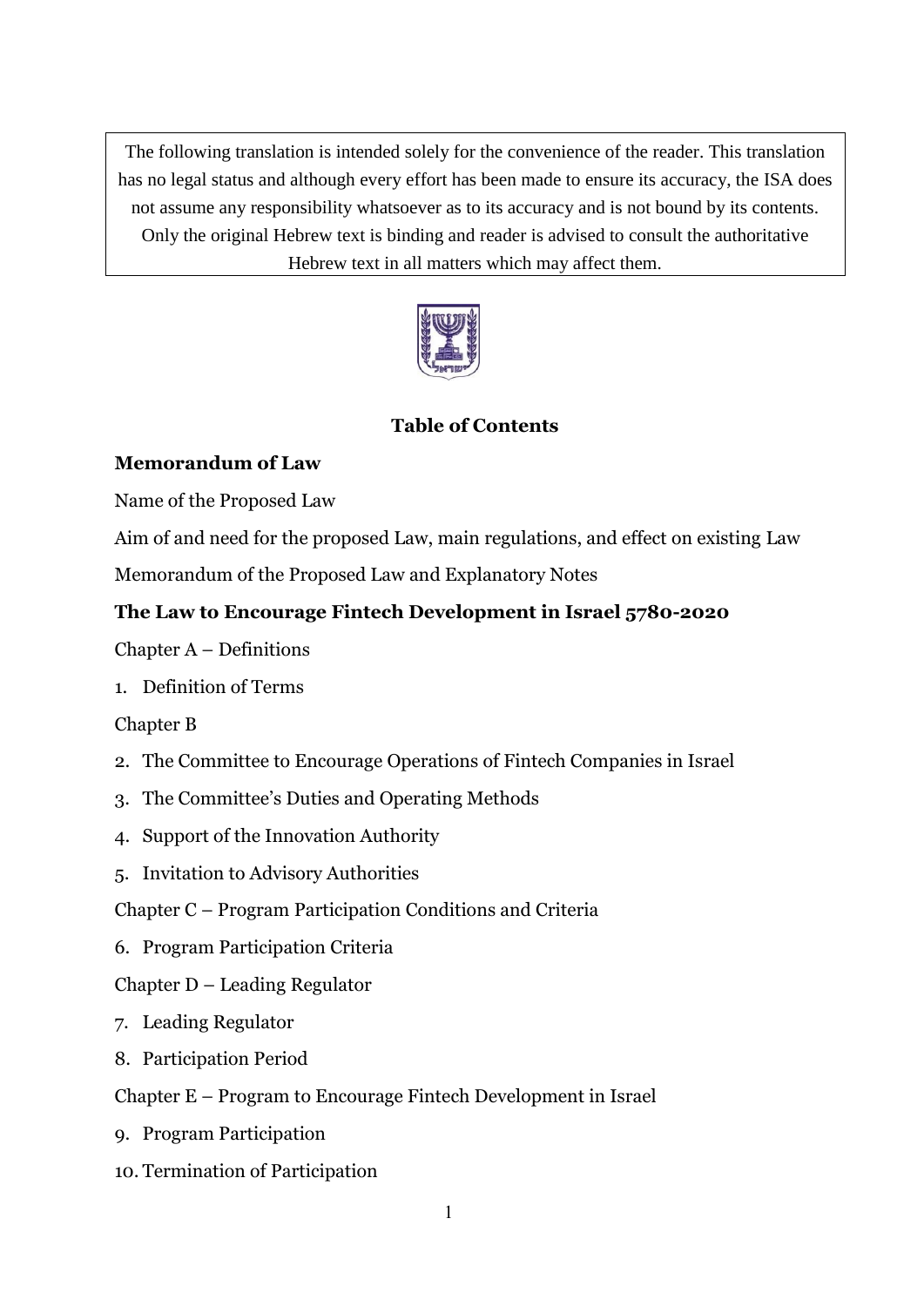The following translation is intended solely for the convenience of the reader. This translation has no legal status and although every effort has been made to ensure its accuracy, the ISA does not assume any responsibility whatsoever as to its accuracy and is not bound by its contents. Only the original Hebrew text is binding and reader is advised to consult the authoritative Hebrew text in all matters which may affect them.

## Table of Contents

**Memorandum of Law**

Name of the Proposed Law

Aim of and need for the proposed Law, main regulations, and effect on existing Law

Memorandum of the Proposed Law and Explanatory Notes

**The Law to Encourage Fintech Development in Israel 5780-2020**

Chapter A – Definitions

1. Definition of Terms

Chapter B

2. The Committee to Encourage Operations of Fintech Companies in Israel
3. The Committee's Duties and Operating Methods
4. Support of the Innovation Authority
5. Invitation to Advisory Authorities

Chapter C – Program Participation Conditions and Criteria

6. Program Participation Criteria

Chapter D – Leading Regulator

7. Leading Regulator
8. Participation Period

Chapter E – Program to Encourage Fintech Development in Israel

9. Program Participation
10. Termination of Participation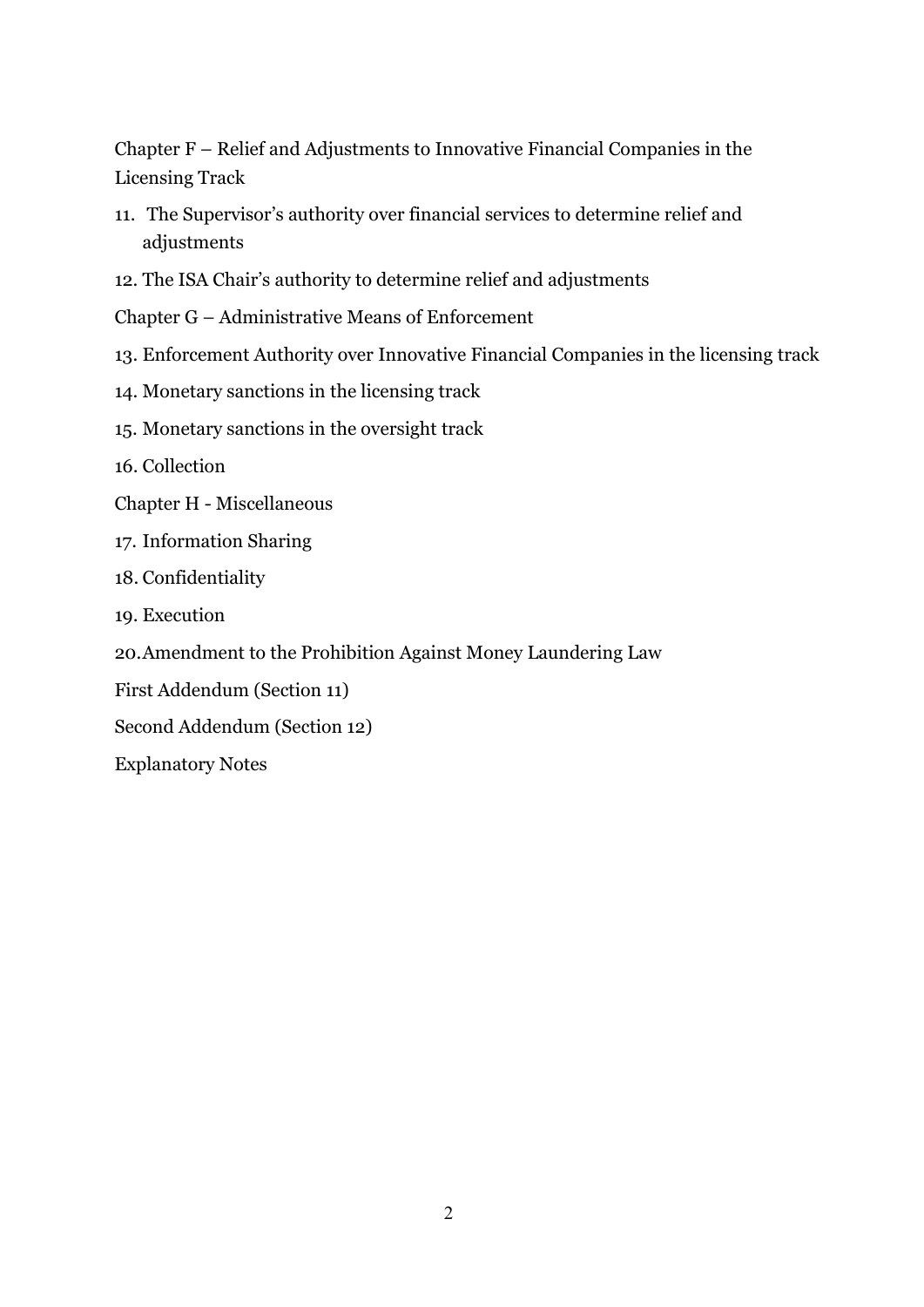Chapter F – Relief and Adjustments to Innovative Financial Companies in the Licensing Track

11. The Supervisor's authority over financial services to determine relief and adjustments

12. The ISA Chair's authority to determine relief and adjustments

Chapter G – Administrative Means of Enforcement

13. Enforcement Authority over Innovative Financial Companies in the licensing track

14. Monetary sanctions in the licensing track

15. Monetary sanctions in the oversight track

16. Collection

Chapter H - Miscellaneous

17. Information Sharing

18. Confidentiality

19. Execution

20. Amendment to the Prohibition Against Money Laundering Law

First Addendum (Section 11)

Second Addendum (Section 12)

Explanatory Notes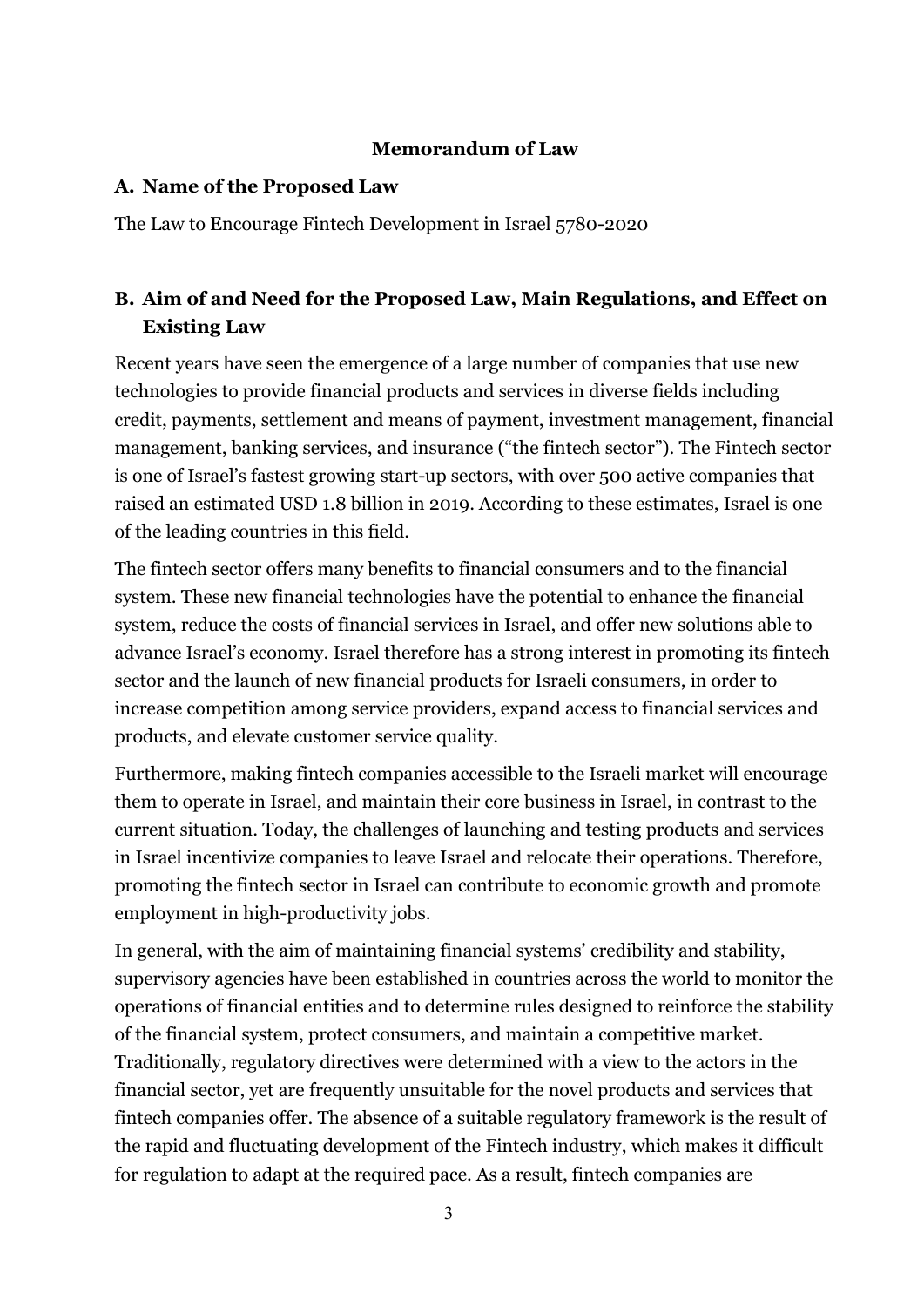# Memorandum of Law

## A. Name of the Proposed Law

The Law to Encourage Fintech Development in Israel 5780-2020

## B. Aim of and Need for the Proposed Law, Main Regulations, and Effect on Existing Law

Recent years have seen the emergence of a large number of companies that use new technologies to provide financial products and services in diverse fields including credit, payments, settlement and means of payment, investment management, financial management, banking services, and insurance ("the fintech sector"). The Fintech sector is one of Israel's fastest growing start-up sectors, with over 500 active companies that raised an estimated USD 1.8 billion in 2019. According to these estimates, Israel is one of the leading countries in this field.

The fintech sector offers many benefits to financial consumers and to the financial system. These new financial technologies have the potential to enhance the financial system, reduce the costs of financial services in Israel, and offer new solutions able to advance Israel's economy. Israel therefore has a strong interest in promoting its fintech sector and the launch of new financial products for Israeli consumers, in order to increase competition among service providers, expand access to financial services and products, and elevate customer service quality.

Furthermore, making fintech companies accessible to the Israeli market will encourage them to operate in Israel, and maintain their core business in Israel, in contrast to the current situation. Today, the challenges of launching and testing products and services in Israel incentivize companies to leave Israel and relocate their operations. Therefore, promoting the fintech sector in Israel can contribute to economic growth and promote employment in high-productivity jobs.

In general, with the aim of maintaining financial systems' credibility and stability, supervisory agencies have been established in countries across the world to monitor the operations of financial entities and to determine rules designed to reinforce the stability of the financial system, protect consumers, and maintain a competitive market. Traditionally, regulatory directives were determined with a view to the actors in the financial sector, yet are frequently unsuitable for the novel products and services that fintech companies offer. The absence of a suitable regulatory framework is the result of the rapid and fluctuating development of the Fintech industry, which makes it difficult for regulation to adapt at the required pace. As a result, fintech companies are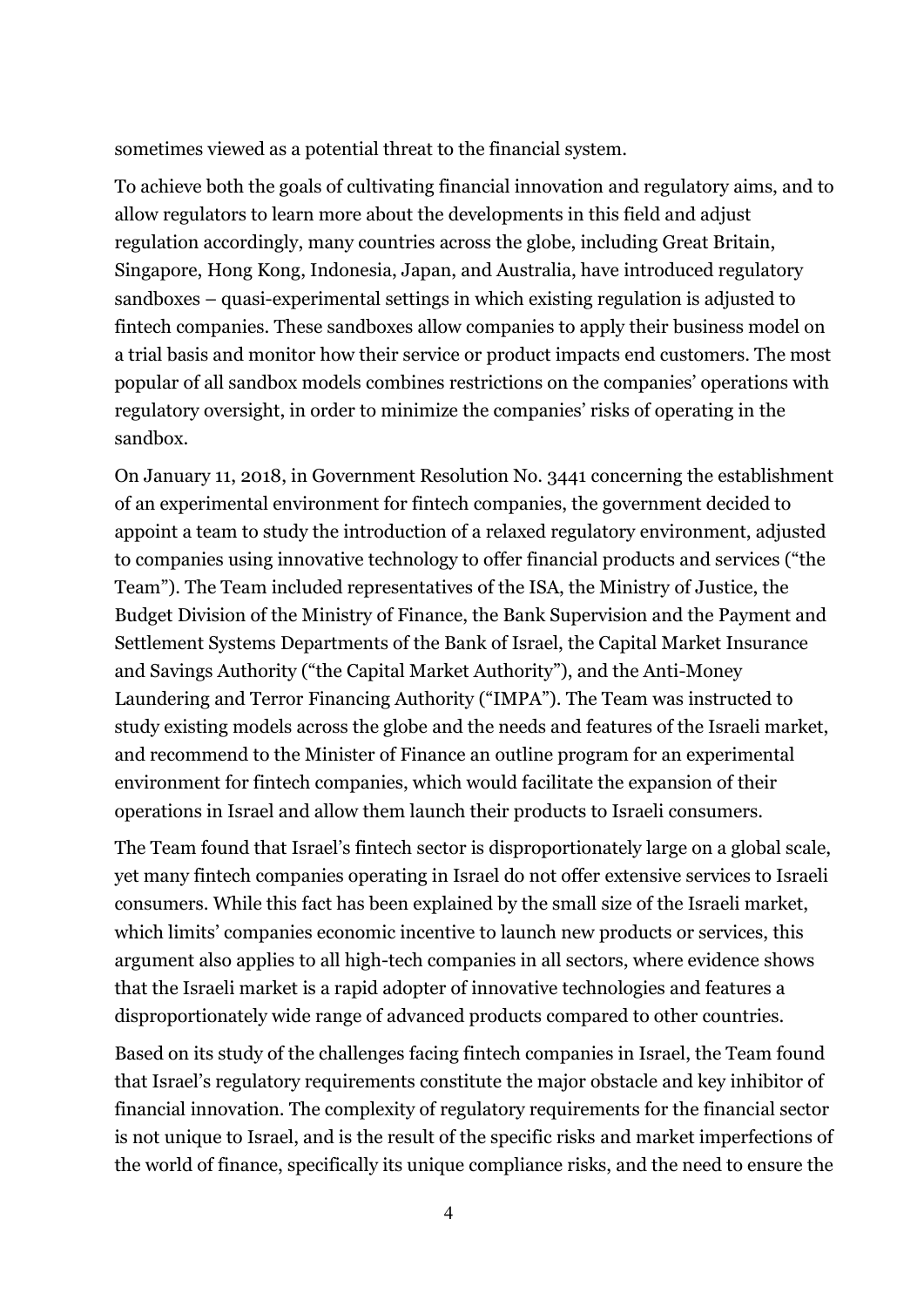sometimes viewed as a potential threat to the financial system.

To achieve both the goals of cultivating financial innovation and regulatory aims, and to allow regulators to learn more about the developments in this field and adjust regulation accordingly, many countries across the globe, including Great Britain, Singapore, Hong Kong, Indonesia, Japan, and Australia, have introduced regulatory sandboxes – quasi-experimental settings in which existing regulation is adjusted to fintech companies. These sandboxes allow companies to apply their business model on a trial basis and monitor how their service or product impacts end customers. The most popular of all sandbox models combines restrictions on the companies' operations with regulatory oversight, in order to minimize the companies' risks of operating in the sandbox.

On January 11, 2018, in Government Resolution No. 3441 concerning the establishment of an experimental environment for fintech companies, the government decided to appoint a team to study the introduction of a relaxed regulatory environment, adjusted to companies using innovative technology to offer financial products and services ("the Team"). The Team included representatives of the ISA, the Ministry of Justice, the Budget Division of the Ministry of Finance, the Bank Supervision and the Payment and Settlement Systems Departments of the Bank of Israel, the Capital Market Insurance and Savings Authority ("the Capital Market Authority"), and the Anti-Money Laundering and Terror Financing Authority ("IMPA"). The Team was instructed to study existing models across the globe and the needs and features of the Israeli market, and recommend to the Minister of Finance an outline program for an experimental environment for fintech companies, which would facilitate the expansion of their operations in Israel and allow them launch their products to Israeli consumers.

The Team found that Israel's fintech sector is disproportionately large on a global scale, yet many fintech companies operating in Israel do not offer extensive services to Israeli consumers. While this fact has been explained by the small size of the Israeli market, which limits' companies economic incentive to launch new products or services, this argument also applies to all high-tech companies in all sectors, where evidence shows that the Israeli market is a rapid adopter of innovative technologies and features a disproportionately wide range of advanced products compared to other countries.

Based on its study of the challenges facing fintech companies in Israel, the Team found that Israel's regulatory requirements constitute the major obstacle and key inhibitor of financial innovation. The complexity of regulatory requirements for the financial sector is not unique to Israel, and is the result of the specific risks and market imperfections of the world of finance, specifically its unique compliance risks, and the need to ensure the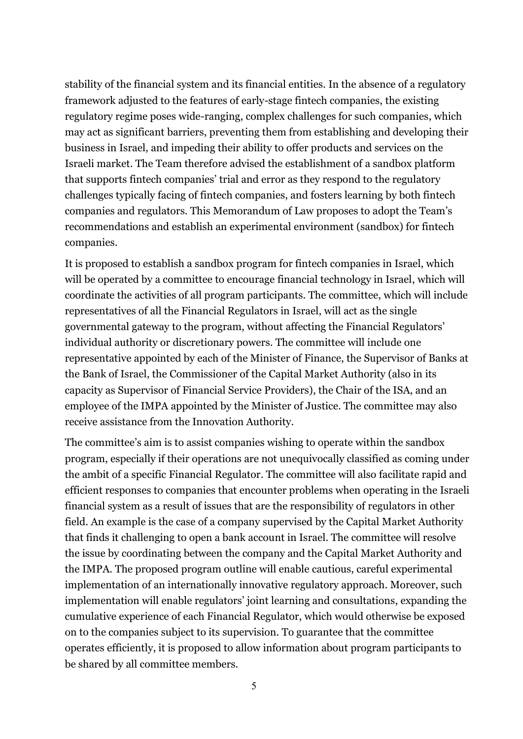stability of the financial system and its financial entities. In the absence of a regulatory framework adjusted to the features of early-stage fintech companies, the existing regulatory regime poses wide-ranging, complex challenges for such companies, which may act as significant barriers, preventing them from establishing and developing their business in Israel, and impeding their ability to offer products and services on the Israeli market. The Team therefore advised the establishment of a sandbox platform that supports fintech companies' trial and error as they respond to the regulatory challenges typically facing of fintech companies, and fosters learning by both fintech companies and regulators. This Memorandum of Law proposes to adopt the Team's recommendations and establish an experimental environment (sandbox) for fintech companies.

It is proposed to establish a sandbox program for fintech companies in Israel, which will be operated by a committee to encourage financial technology in Israel, which will coordinate the activities of all program participants. The committee, which will include representatives of all the Financial Regulators in Israel, will act as the single governmental gateway to the program, without affecting the Financial Regulators' individual authority or discretionary powers. The committee will include one representative appointed by each of the Minister of Finance, the Supervisor of Banks at the Bank of Israel, the Commissioner of the Capital Market Authority (also in its capacity as Supervisor of Financial Service Providers), the Chair of the ISA, and an employee of the IMPA appointed by the Minister of Justice. The committee may also receive assistance from the Innovation Authority.

The committee's aim is to assist companies wishing to operate within the sandbox program, especially if their operations are not unequivocally classified as coming under the ambit of a specific Financial Regulator. The committee will also facilitate rapid and efficient responses to companies that encounter problems when operating in the Israeli financial system as a result of issues that are the responsibility of regulators in other field. An example is the case of a company supervised by the Capital Market Authority that finds it challenging to open a bank account in Israel. The committee will resolve the issue by coordinating between the company and the Capital Market Authority and the IMPA. The proposed program outline will enable cautious, careful experimental implementation of an internationally innovative regulatory approach. Moreover, such implementation will enable regulators' joint learning and consultations, expanding the cumulative experience of each Financial Regulator, which would otherwise be exposed on to the companies subject to its supervision. To guarantee that the committee operates efficiently, it is proposed to allow information about program participants to be shared by all committee members.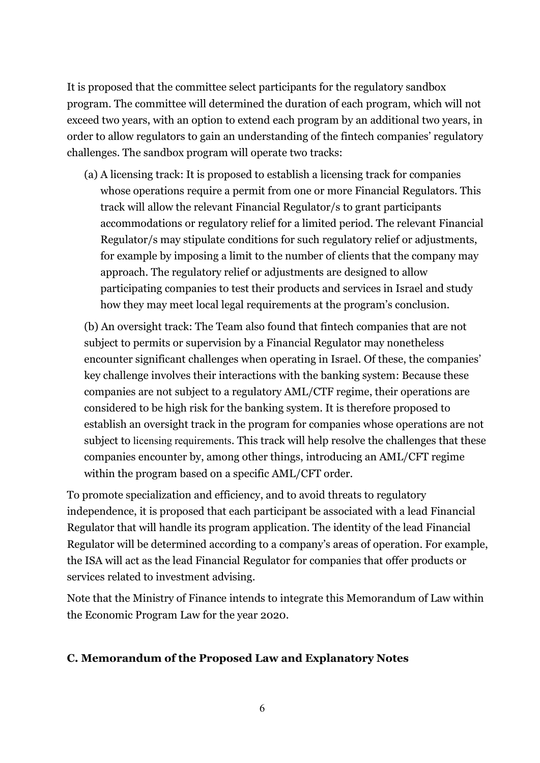It is proposed that the committee select participants for the regulatory sandbox program. The committee will determined the duration of each program, which will not exceed two years, with an option to extend each program by an additional two years, in order to allow regulators to gain an understanding of the fintech companies' regulatory challenges. The sandbox program will operate two tracks:

(a) A licensing track: It is proposed to establish a licensing track for companies whose operations require a permit from one or more Financial Regulators. This track will allow the relevant Financial Regulator/s to grant participants accommodations or regulatory relief for a limited period. The relevant Financial Regulator/s may stipulate conditions for such regulatory relief or adjustments, for example by imposing a limit to the number of clients that the company may approach. The regulatory relief or adjustments are designed to allow participating companies to test their products and services in Israel and study how they may meet local legal requirements at the program's conclusion.

(b) An oversight track: The Team also found that fintech companies that are not subject to permits or supervision by a Financial Regulator may nonetheless encounter significant challenges when operating in Israel. Of these, the companies' key challenge involves their interactions with the banking system: Because these companies are not subject to a regulatory AML/CTF regime, their operations are considered to be high risk for the banking system. It is therefore proposed to establish an oversight track in the program for companies whose operations are not subject to licensing requirements. This track will help resolve the challenges that these companies encounter by, among other things, introducing an AML/CFT regime within the program based on a specific AML/CFT order.

To promote specialization and efficiency, and to avoid threats to regulatory independence, it is proposed that each participant be associated with a lead Financial Regulator that will handle its program application. The identity of the lead Financial Regulator will be determined according to a company's areas of operation. For example, the ISA will act as the lead Financial Regulator for companies that offer products or services related to investment advising.

Note that the Ministry of Finance intends to integrate this Memorandum of Law within the Economic Program Law for the year 2020.

### C. Memorandum of the Proposed Law and Explanatory Notes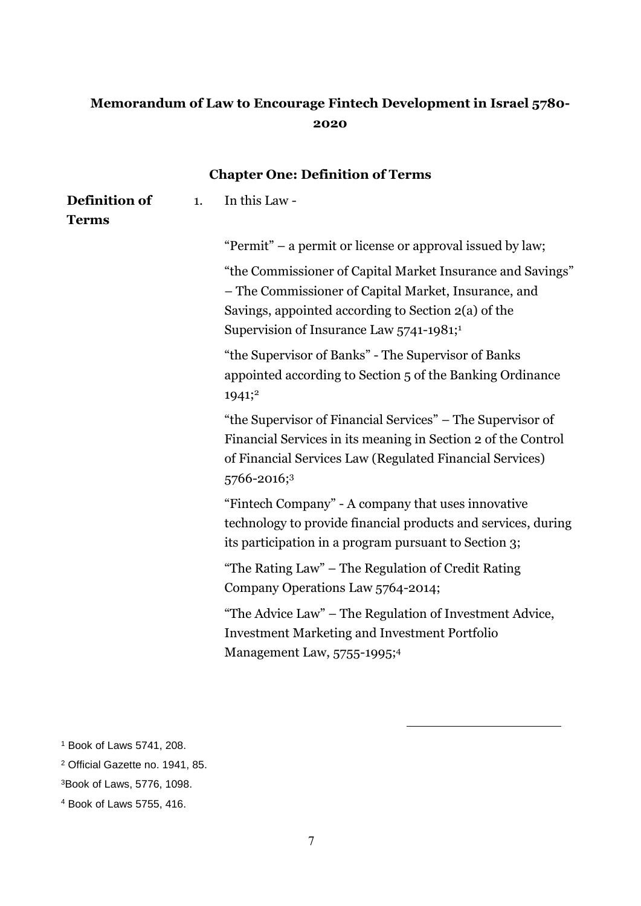## Memorandum of Law to Encourage Fintech Development in Israel 5780-2020

### Chapter One: Definition of Terms

**Definition of Terms**

1. In this Law -

"Permit" – a permit or license or approval issued by law;

"the Commissioner of Capital Market Insurance and Savings" – The Commissioner of Capital Market, Insurance, and Savings, appointed according to Section 2(a) of the Supervision of Insurance Law 5741-1981;[1]

"the Supervisor of Banks" - The Supervisor of Banks appointed according to Section 5 of the Banking Ordinance 1941;[2]

"the Supervisor of Financial Services" – The Supervisor of Financial Services in its meaning in Section 2 of the Control of Financial Services Law (Regulated Financial Services) 5766-2016;[3]

"Fintech Company" - A company that uses innovative technology to provide financial products and services, during its participation in a program pursuant to Section 3;

"The Rating Law" – The Regulation of Credit Rating Company Operations Law 5764-2014;

"The Advice Law" – The Regulation of Investment Advice, Investment Marketing and Investment Portfolio Management Law, 5755-1995;[4]

---

[1] Book of Laws 5741, 208.

[2] Official Gazette no. 1941, 85.

[3] Book of Laws, 5776, 1098.

[4] Book of Laws 5755, 416.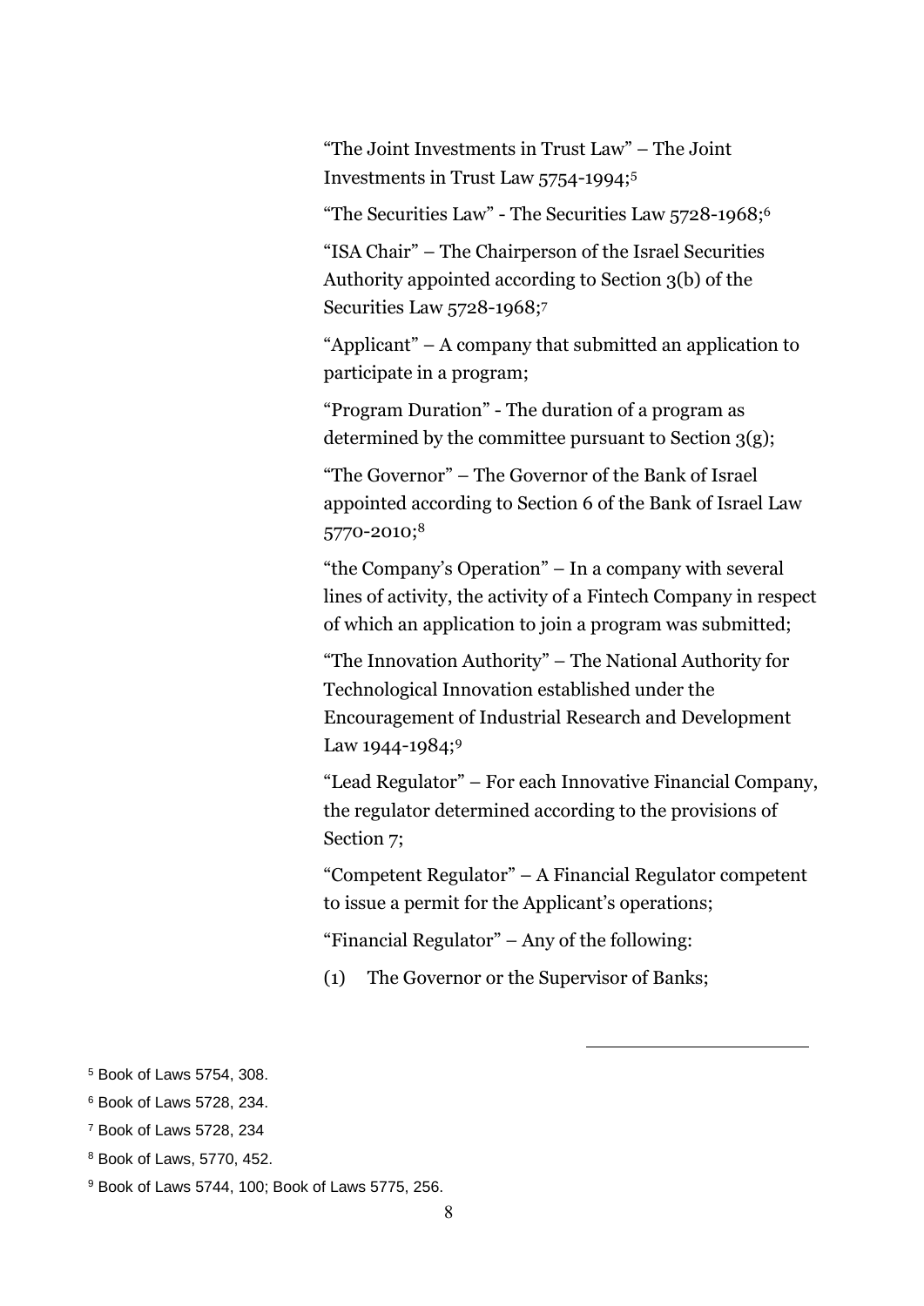"The Joint Investments in Trust Law" – The Joint Investments in Trust Law 5754-1994;[5]

"The Securities Law" - The Securities Law 5728-1968;[6]

"ISA Chair" – The Chairperson of the Israel Securities Authority appointed according to Section 3(b) of the Securities Law 5728-1968;[7]

"Applicant" – A company that submitted an application to participate in a program;

"Program Duration" - The duration of a program as determined by the committee pursuant to Section 3(g);

"The Governor" – The Governor of the Bank of Israel appointed according to Section 6 of the Bank of Israel Law 5770-2010;[8]

"the Company's Operation" – In a company with several lines of activity, the activity of a Fintech Company in respect of which an application to join a program was submitted;

"The Innovation Authority" – The National Authority for Technological Innovation established under the Encouragement of Industrial Research and Development Law 1944-1984;[9]

"Lead Regulator" – For each Innovative Financial Company, the regulator determined according to the provisions of Section 7;

"Competent Regulator" – A Financial Regulator competent to issue a permit for the Applicant's operations;

"Financial Regulator" – Any of the following:

(1) The Governor or the Supervisor of Banks;

---

[5] Book of Laws 5754, 308.

[6] Book of Laws 5728, 234.

[7] Book of Laws 5728, 234

[8] Book of Laws, 5770, 452.

[9] Book of Laws 5744, 100; Book of Laws 5775, 256.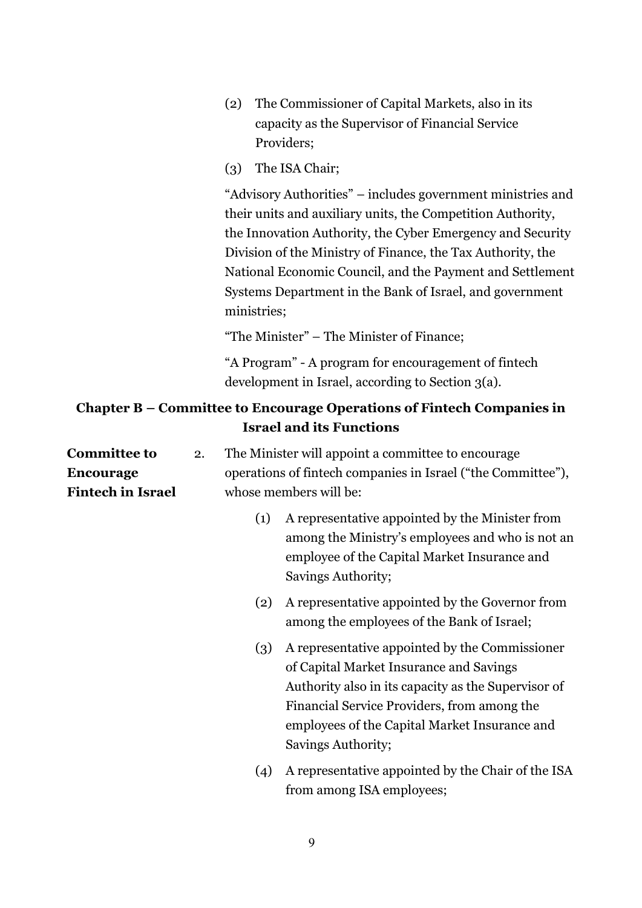(2) The Commissioner of Capital Markets, also in its capacity as the Supervisor of Financial Service Providers;

(3) The ISA Chair;

"Advisory Authorities" – includes government ministries and their units and auxiliary units, the Competition Authority, the Innovation Authority, the Cyber Emergency and Security Division of the Ministry of Finance, the Tax Authority, the National Economic Council, and the Payment and Settlement Systems Department in the Bank of Israel, and government ministries;

"The Minister" – The Minister of Finance;

"A Program" - A program for encouragement of fintech development in Israel, according to Section 3(a).

## Chapter B – Committee to Encourage Operations of Fintech Companies in Israel and its Functions

**Committee to Encourage Fintech in Israel**

2. The Minister will appoint a committee to encourage operations of fintech companies in Israel ("the Committee"), whose members will be:

   (1) A representative appointed by the Minister from among the Ministry's employees and who is not an employee of the Capital Market Insurance and Savings Authority;

   (2) A representative appointed by the Governor from among the employees of the Bank of Israel;

   (3) A representative appointed by the Commissioner of Capital Market Insurance and Savings Authority also in its capacity as the Supervisor of Financial Service Providers, from among the employees of the Capital Market Insurance and Savings Authority;

   (4) A representative appointed by the Chair of the ISA from among ISA employees;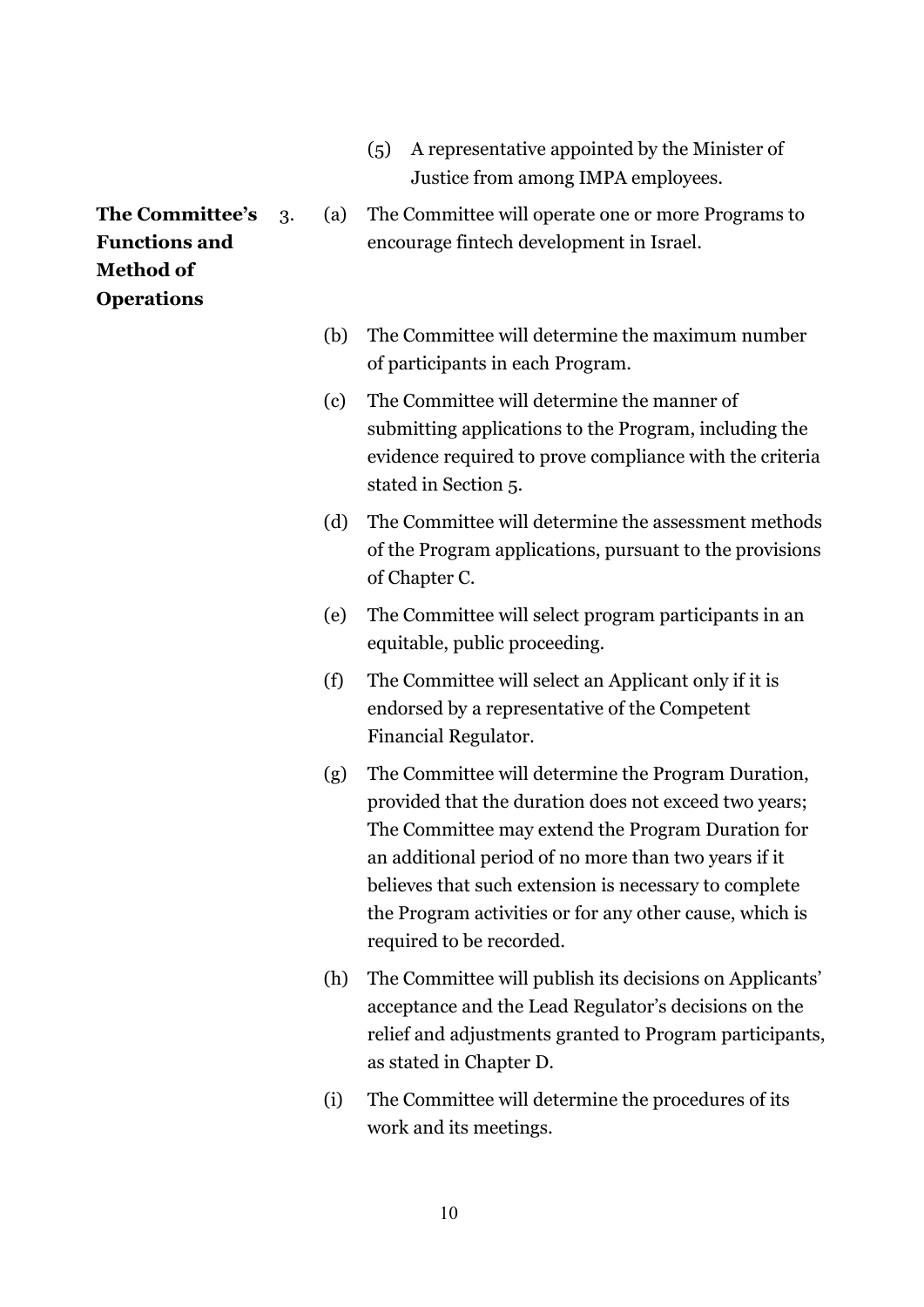(5) A representative appointed by the Minister of Justice from among IMPA employees.

**The Committee's Functions and Method of Operations**

3. (a) The Committee will operate one or more Programs to encourage fintech development in Israel.

(b) The Committee will determine the maximum number of participants in each Program.

(c) The Committee will determine the manner of submitting applications to the Program, including the evidence required to prove compliance with the criteria stated in Section 5.

(d) The Committee will determine the assessment methods of the Program applications, pursuant to the provisions of Chapter C.

(e) The Committee will select program participants in an equitable, public proceeding.

(f) The Committee will select an Applicant only if it is endorsed by a representative of the Competent Financial Regulator.

(g) The Committee will determine the Program Duration, provided that the duration does not exceed two years; The Committee may extend the Program Duration for an additional period of no more than two years if it believes that such extension is necessary to complete the Program activities or for any other cause, which is required to be recorded.

(h) The Committee will publish its decisions on Applicants' acceptance and the Lead Regulator's decisions on the relief and adjustments granted to Program participants, as stated in Chapter D.

(i) The Committee will determine the procedures of its work and its meetings.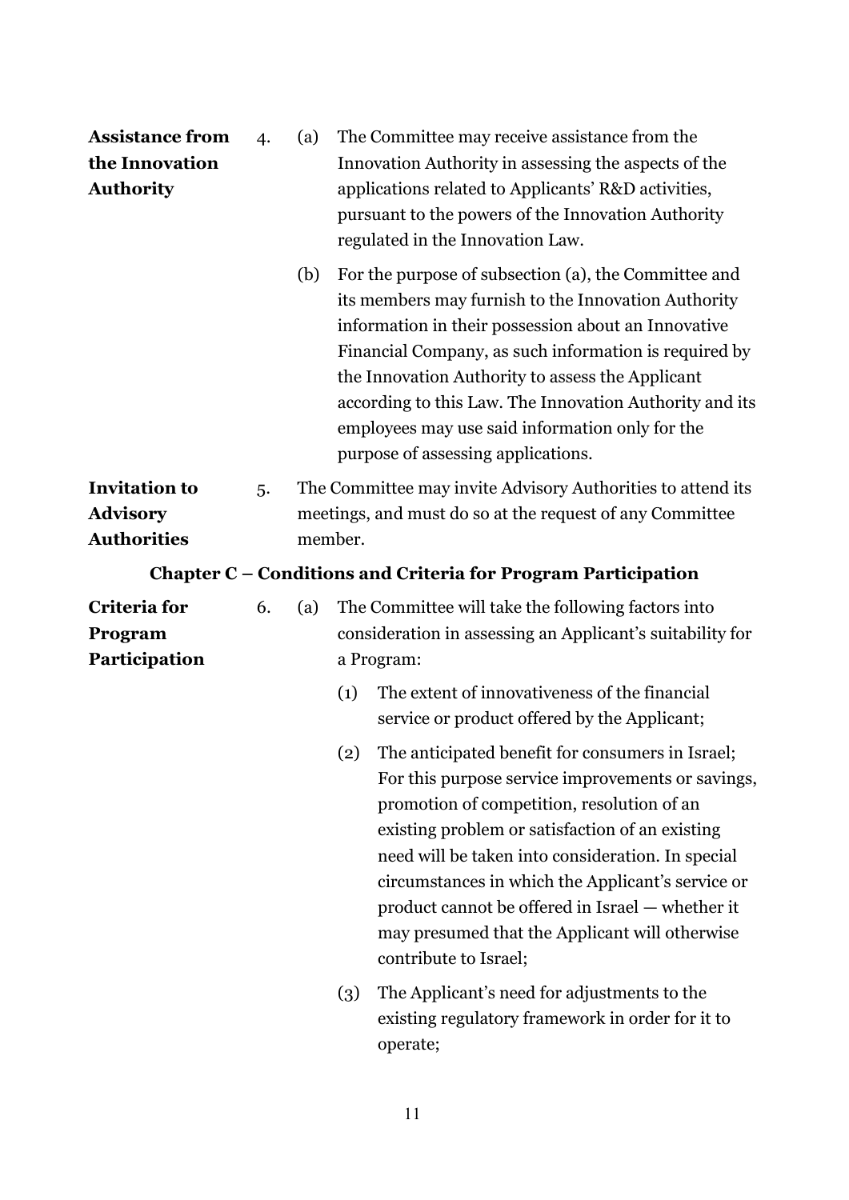**Assistance from the Innovation Authority**

4. (a) The Committee may receive assistance from the Innovation Authority in assessing the aspects of the applications related to Applicants' R&D activities, pursuant to the powers of the Innovation Authority regulated in the Innovation Law.

   (b) For the purpose of subsection (a), the Committee and its members may furnish to the Innovation Authority information in their possession about an Innovative Financial Company, as such information is required by the Innovation Authority to assess the Applicant according to this Law. The Innovation Authority and its employees may use said information only for the purpose of assessing applications.

**Invitation to Advisory Authorities**

5. The Committee may invite Advisory Authorities to attend its meetings, and must do so at the request of any Committee member.

## Chapter C – Conditions and Criteria for Program Participation

**Criteria for Program Participation**

6. (a) The Committee will take the following factors into consideration in assessing an Applicant's suitability for a Program:

   (1) The extent of innovativeness of the financial service or product offered by the Applicant;

   (2) The anticipated benefit for consumers in Israel; For this purpose service improvements or savings, promotion of competition, resolution of an existing problem or satisfaction of an existing need will be taken into consideration. In special circumstances in which the Applicant's service or product cannot be offered in Israel — whether it may presumed that the Applicant will otherwise contribute to Israel;

   (3) The Applicant's need for adjustments to the existing regulatory framework in order for it to operate;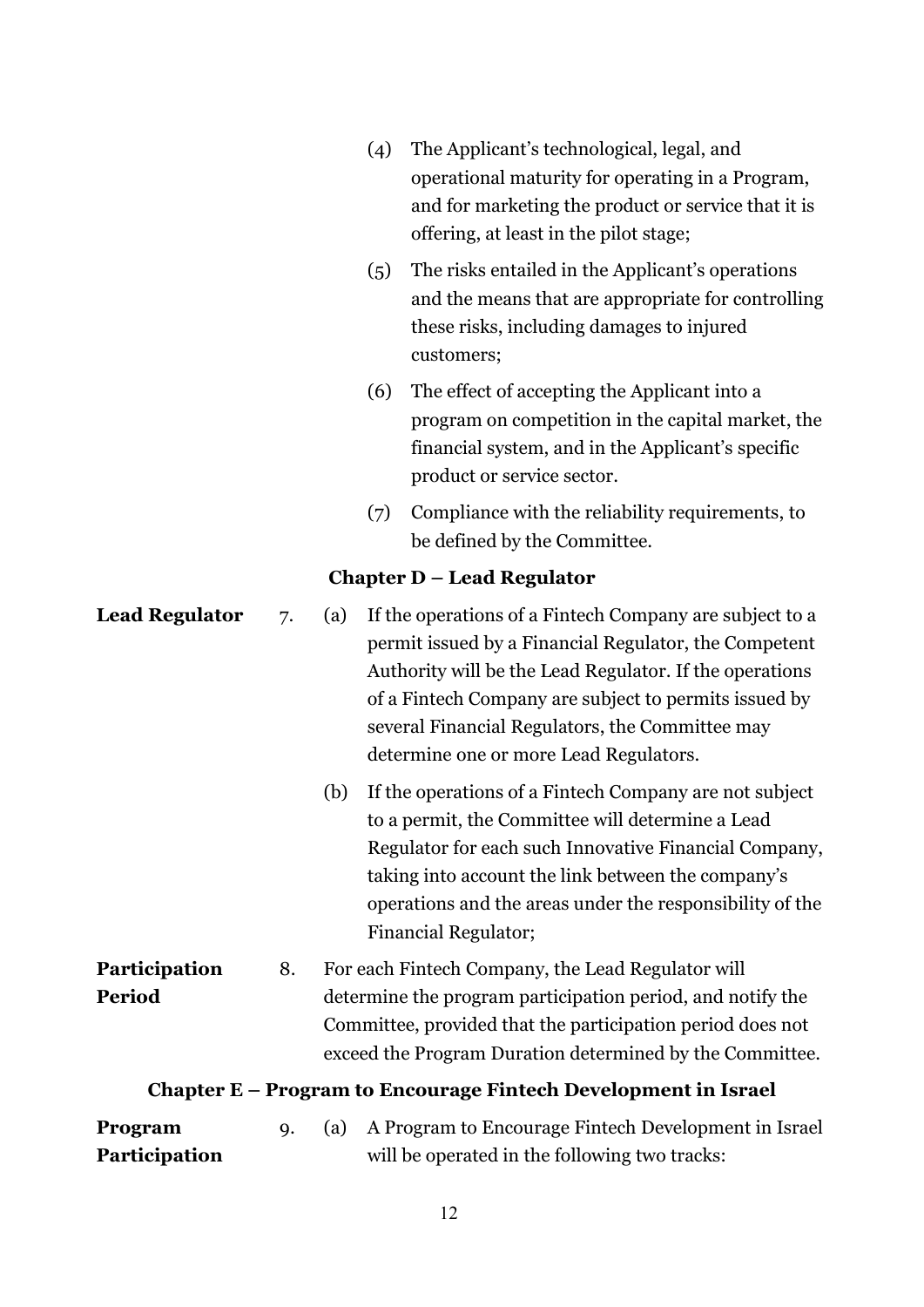(4) The Applicant's technological, legal, and operational maturity for operating in a Program, and for marketing the product or service that it is offering, at least in the pilot stage;

(5) The risks entailed in the Applicant's operations and the means that are appropriate for controlling these risks, including damages to injured customers;

(6) The effect of accepting the Applicant into a program on competition in the capital market, the financial system, and in the Applicant's specific product or service sector.

(7) Compliance with the reliability requirements, to be defined by the Committee.

## Chapter D – Lead Regulator

**Lead Regulator**

7. (a) If the operations of a Fintech Company are subject to a permit issued by a Financial Regulator, the Competent Authority will be the Lead Regulator. If the operations of a Fintech Company are subject to permits issued by several Financial Regulators, the Committee may determine one or more Lead Regulators.

(b) If the operations of a Fintech Company are not subject to a permit, the Committee will determine a Lead Regulator for each such Innovative Financial Company, taking into account the link between the company's operations and the areas under the responsibility of the Financial Regulator;

**Participation Period**

8. For each Fintech Company, the Lead Regulator will determine the program participation period, and notify the Committee, provided that the participation period does not exceed the Program Duration determined by the Committee.

## Chapter E – Program to Encourage Fintech Development in Israel

**Program Participation**

9. (a) A Program to Encourage Fintech Development in Israel will be operated in the following two tracks: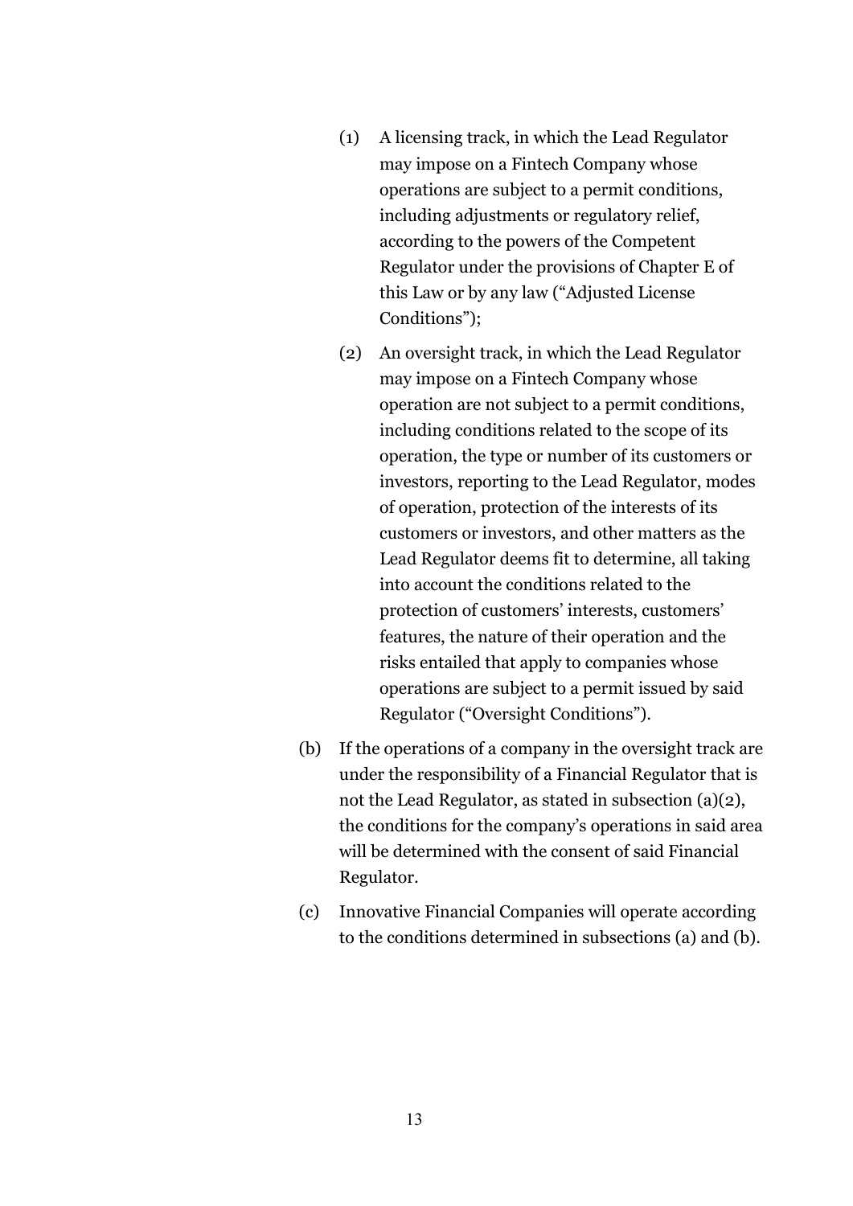(1) A licensing track, in which the Lead Regulator may impose on a Fintech Company whose operations are subject to a permit conditions, including adjustments or regulatory relief, according to the powers of the Competent Regulator under the provisions of Chapter E of this Law or by any law ("Adjusted License Conditions");

(2) An oversight track, in which the Lead Regulator may impose on a Fintech Company whose operation are not subject to a permit conditions, including conditions related to the scope of its operation, the type or number of its customers or investors, reporting to the Lead Regulator, modes of operation, protection of the interests of its customers or investors, and other matters as the Lead Regulator deems fit to determine, all taking into account the conditions related to the protection of customers' interests, customers' features, the nature of their operation and the risks entailed that apply to companies whose operations are subject to a permit issued by said Regulator ("Oversight Conditions").

(b) If the operations of a company in the oversight track are under the responsibility of a Financial Regulator that is not the Lead Regulator, as stated in subsection (a)(2), the conditions for the company's operations in said area will be determined with the consent of said Financial Regulator.

(c) Innovative Financial Companies will operate according to the conditions determined in subsections (a) and (b).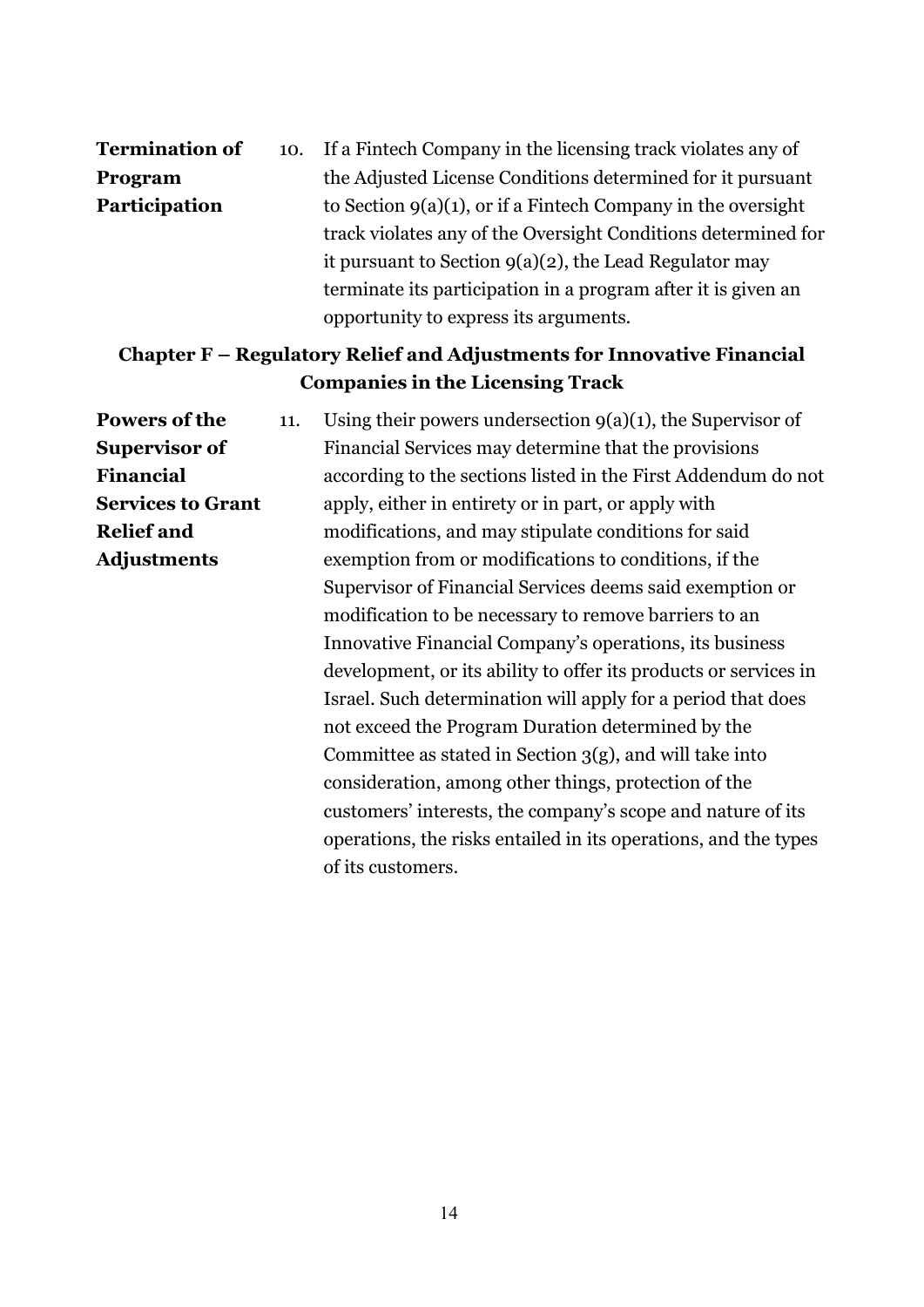**Termination of Program Participation**

10. If a Fintech Company in the licensing track violates any of the Adjusted License Conditions determined for it pursuant to Section 9(a)(1), or if a Fintech Company in the oversight track violates any of the Oversight Conditions determined for it pursuant to Section 9(a)(2), the Lead Regulator may terminate its participation in a program after it is given an opportunity to express its arguments.

## Chapter F – Regulatory Relief and Adjustments for Innovative Financial Companies in the Licensing Track

**Powers of the Supervisor of Financial Services to Grant Relief and Adjustments**

11. Using their powers undersection 9(a)(1), the Supervisor of Financial Services may determine that the provisions according to the sections listed in the First Addendum do not apply, either in entirety or in part, or apply with modifications, and may stipulate conditions for said exemption from or modifications to conditions, if the Supervisor of Financial Services deems said exemption or modification to be necessary to remove barriers to an Innovative Financial Company's operations, its business development, or its ability to offer its products or services in Israel. Such determination will apply for a period that does not exceed the Program Duration determined by the Committee as stated in Section 3(g), and will take into consideration, among other things, protection of the customers' interests, the company's scope and nature of its operations, the risks entailed in its operations, and the types of its customers.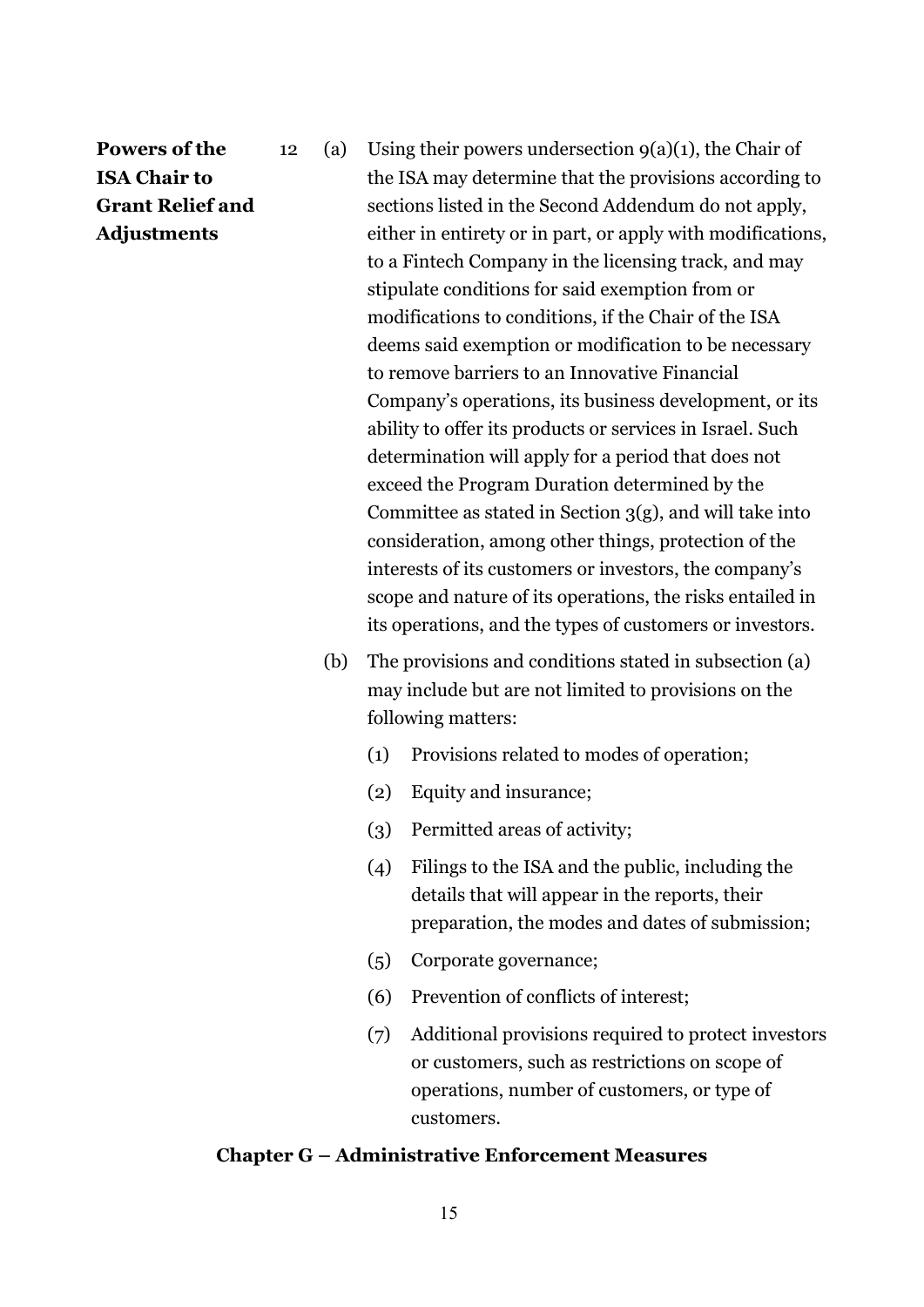**Powers of the ISA Chair to Grant Relief and Adjustments**

12 (a) Using their powers undersection 9(a)(1), the Chair of the ISA may determine that the provisions according to sections listed in the Second Addendum do not apply, either in entirety or in part, or apply with modifications, to a Fintech Company in the licensing track, and may stipulate conditions for said exemption from or modifications to conditions, if the Chair of the ISA deems said exemption or modification to be necessary to remove barriers to an Innovative Financial Company's operations, its business development, or its ability to offer its products or services in Israel. Such determination will apply for a period that does not exceed the Program Duration determined by the Committee as stated in Section 3(g), and will take into consideration, among other things, protection of the interests of its customers or investors, the company's scope and nature of its operations, the risks entailed in its operations, and the types of customers or investors.

(b) The provisions and conditions stated in subsection (a) may include but are not limited to provisions on the following matters:

(1) Provisions related to modes of operation;

(2) Equity and insurance;

(3) Permitted areas of activity;

(4) Filings to the ISA and the public, including the details that will appear in the reports, their preparation, the modes and dates of submission;

(5) Corporate governance;

(6) Prevention of conflicts of interest;

(7) Additional provisions required to protect investors or customers, such as restrictions on scope of operations, number of customers, or type of customers.

## Chapter G – Administrative Enforcement Measures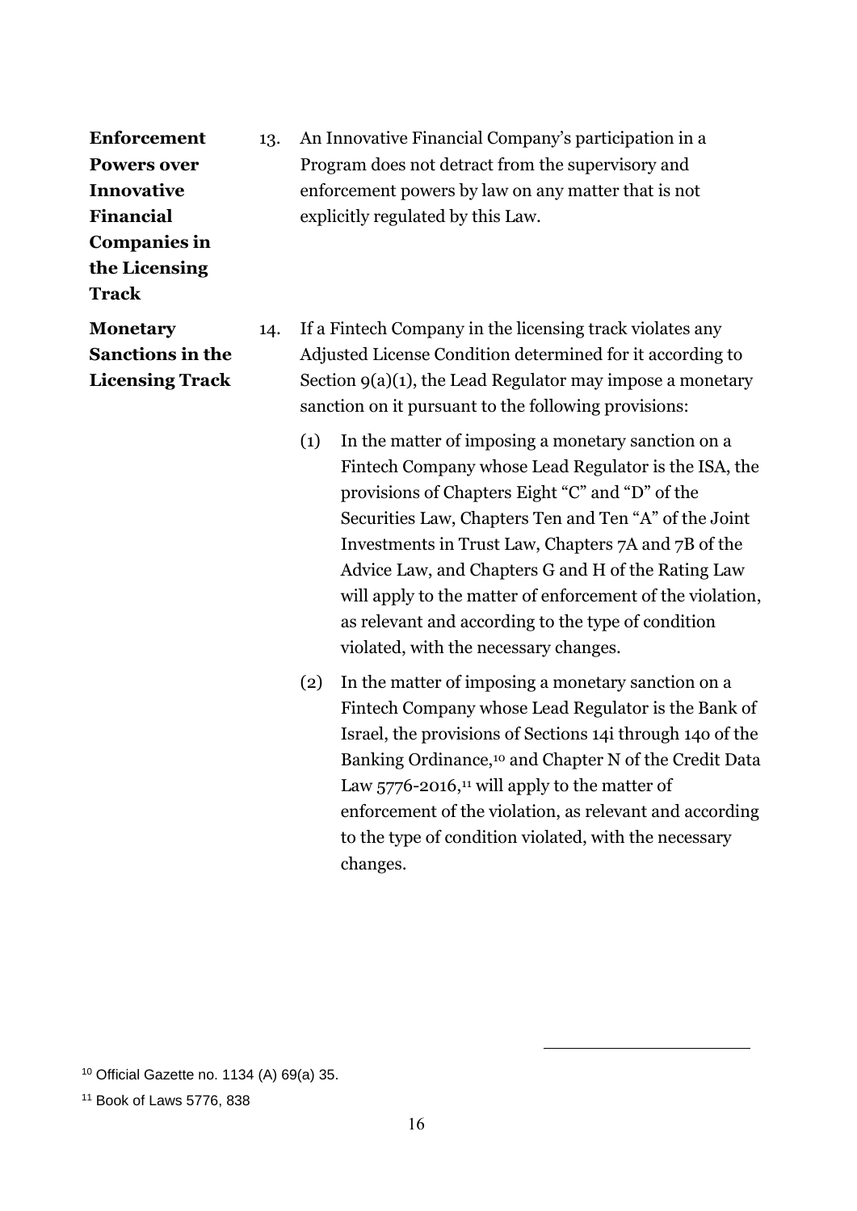**Enforcement Powers over Innovative Financial Companies in the Licensing Track**

13. An Innovative Financial Company's participation in a Program does not detract from the supervisory and enforcement powers by law on any matter that is not explicitly regulated by this Law.

**Monetary Sanctions in the Licensing Track**

14. If a Fintech Company in the licensing track violates any Adjusted License Condition determined for it according to Section 9(a)(1), the Lead Regulator may impose a monetary sanction on it pursuant to the following provisions:

    (1) In the matter of imposing a monetary sanction on a Fintech Company whose Lead Regulator is the ISA, the provisions of Chapters Eight "C" and "D" of the Securities Law, Chapters Ten and Ten "A" of the Joint Investments in Trust Law, Chapters 7A and 7B of the Advice Law, and Chapters G and H of the Rating Law will apply to the matter of enforcement of the violation, as relevant and according to the type of condition violated, with the necessary changes.

    (2) In the matter of imposing a monetary sanction on a Fintech Company whose Lead Regulator is the Bank of Israel, the provisions of Sections 14i through 14o of the Banking Ordinance,[10] and Chapter N of the Credit Data Law 5776-2016,[11] will apply to the matter of enforcement of the violation, as relevant and according to the type of condition violated, with the necessary changes.

---

[10] Official Gazette no. 1134 (A) 69(a) 35.

[11] Book of Laws 5776, 838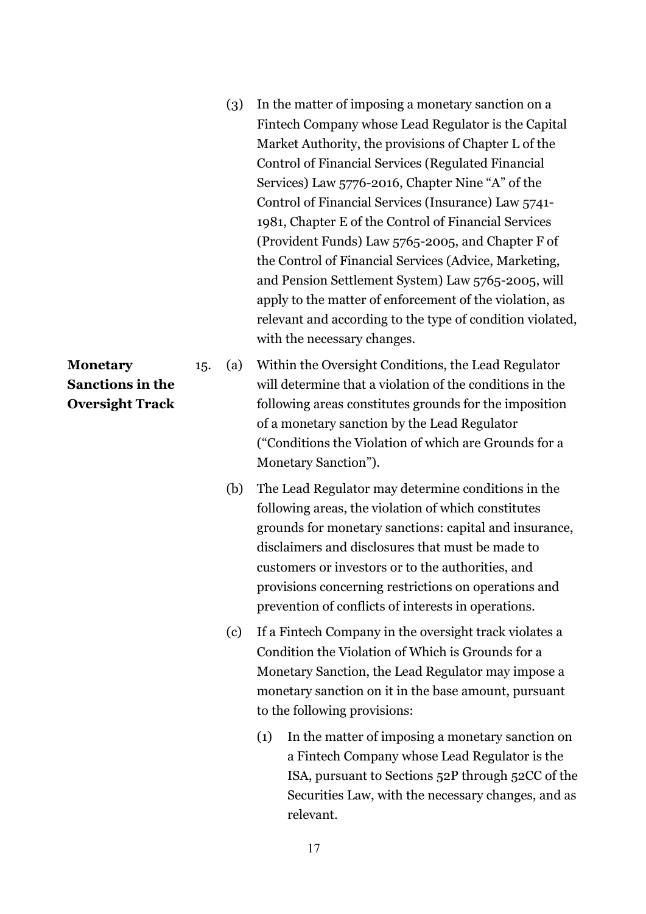(3) In the matter of imposing a monetary sanction on a Fintech Company whose Lead Regulator is the Capital Market Authority, the provisions of Chapter L of the Control of Financial Services (Regulated Financial Services) Law 5776-2016, Chapter Nine "A" of the Control of Financial Services (Insurance) Law 5741-1981, Chapter E of the Control of Financial Services (Provident Funds) Law 5765-2005, and Chapter F of the Control of Financial Services (Advice, Marketing, and Pension Settlement System) Law 5765-2005, will apply to the matter of enforcement of the violation, as relevant and according to the type of condition violated, with the necessary changes.

**Monetary Sanctions in the Oversight Track**

15. (a) Within the Oversight Conditions, the Lead Regulator will determine that a violation of the conditions in the following areas constitutes grounds for the imposition of a monetary sanction by the Lead Regulator ("Conditions the Violation of which are Grounds for a Monetary Sanction").

(b) The Lead Regulator may determine conditions in the following areas, the violation of which constitutes grounds for monetary sanctions: capital and insurance, disclaimers and disclosures that must be made to customers or investors or to the authorities, and provisions concerning restrictions on operations and prevention of conflicts of interests in operations.

(c) If a Fintech Company in the oversight track violates a Condition the Violation of Which is Grounds for a Monetary Sanction, the Lead Regulator may impose a monetary sanction on it in the base amount, pursuant to the following provisions:

(1) In the matter of imposing a monetary sanction on a Fintech Company whose Lead Regulator is the ISA, pursuant to Sections 52P through 52CC of the Securities Law, with the necessary changes, and as relevant.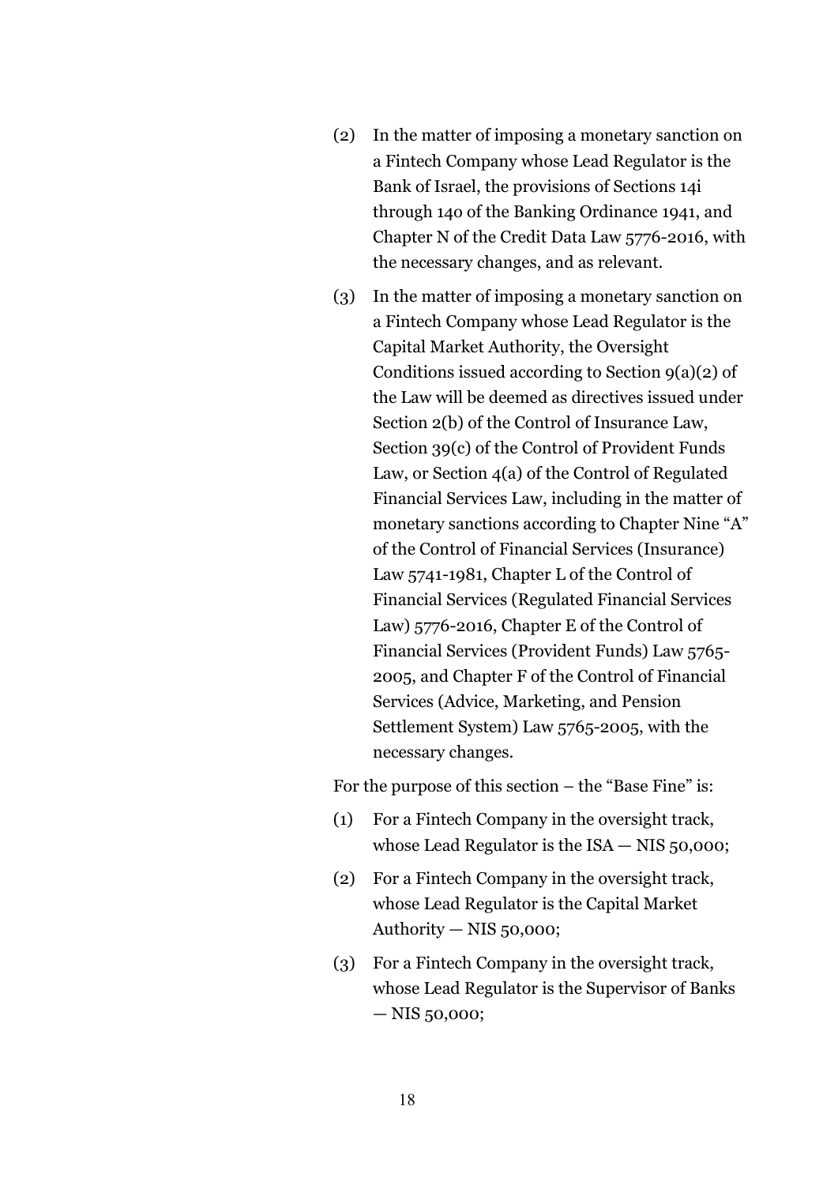(2) In the matter of imposing a monetary sanction on a Fintech Company whose Lead Regulator is the Bank of Israel, the provisions of Sections 14i through 14o of the Banking Ordinance 1941, and Chapter N of the Credit Data Law 5776-2016, with the necessary changes, and as relevant.

(3) In the matter of imposing a monetary sanction on a Fintech Company whose Lead Regulator is the Capital Market Authority, the Oversight Conditions issued according to Section 9(a)(2) of the Law will be deemed as directives issued under Section 2(b) of the Control of Insurance Law, Section 39(c) of the Control of Provident Funds Law, or Section 4(a) of the Control of Regulated Financial Services Law, including in the matter of monetary sanctions according to Chapter Nine "A" of the Control of Financial Services (Insurance) Law 5741-1981, Chapter L of the Control of Financial Services (Regulated Financial Services Law) 5776-2016, Chapter E of the Control of Financial Services (Provident Funds) Law 5765-2005, and Chapter F of the Control of Financial Services (Advice, Marketing, and Pension Settlement System) Law 5765-2005, with the necessary changes.

For the purpose of this section – the "Base Fine" is:

(1) For a Fintech Company in the oversight track, whose Lead Regulator is the ISA — NIS 50,000;

(2) For a Fintech Company in the oversight track, whose Lead Regulator is the Capital Market Authority — NIS 50,000;

(3) For a Fintech Company in the oversight track, whose Lead Regulator is the Supervisor of Banks — NIS 50,000;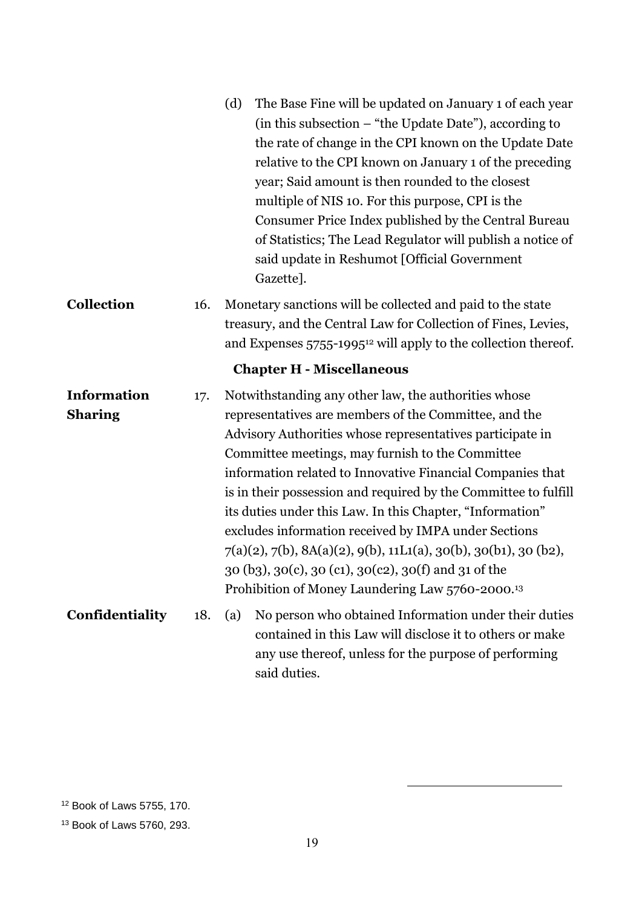(d) The Base Fine will be updated on January 1 of each year (in this subsection – "the Update Date"), according to the rate of change in the CPI known on the Update Date relative to the CPI known on January 1 of the preceding year; Said amount is then rounded to the closest multiple of NIS 10. For this purpose, CPI is the Consumer Price Index published by the Central Bureau of Statistics; The Lead Regulator will publish a notice of said update in Reshumot [Official Government Gazette].

**Collection**

16. Monetary sanctions will be collected and paid to the state treasury, and the Central Law for Collection of Fines, Levies, and Expenses 5755-1995[12] will apply to the collection thereof.

### Chapter H - Miscellaneous

**Information Sharing**

17. Notwithstanding any other law, the authorities whose representatives are members of the Committee, and the Advisory Authorities whose representatives participate in Committee meetings, may furnish to the Committee information related to Innovative Financial Companies that is in their possession and required by the Committee to fulfill its duties under this Law. In this Chapter, "Information" excludes information received by IMPA under Sections 7(a)(2), 7(b), 8A(a)(2), 9(b), 11L1(a), 30(b), 30(b1), 30 (b2), 30 (b3), 30(c), 30 (c1), 30(c2), 30(f) and 31 of the Prohibition of Money Laundering Law 5760-2000.[13]

**Confidentiality**

18. (a) No person who obtained Information under their duties contained in this Law will disclose it to others or make any use thereof, unless for the purpose of performing said duties.

---

[12] Book of Laws 5755, 170.

[13] Book of Laws 5760, 293.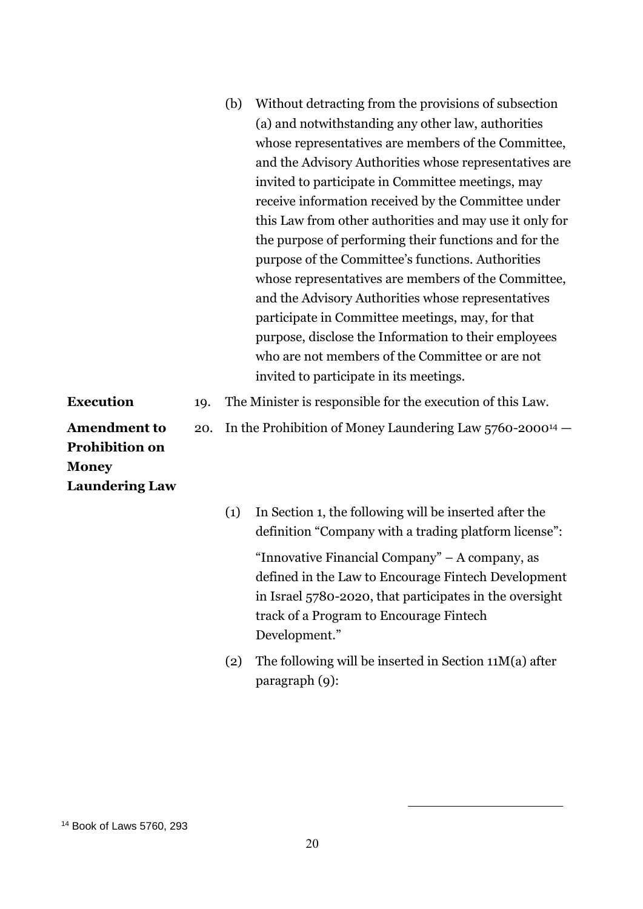(b) Without detracting from the provisions of subsection (a) and notwithstanding any other law, authorities whose representatives are members of the Committee, and the Advisory Authorities whose representatives are invited to participate in Committee meetings, may receive information received by the Committee under this Law from other authorities and may use it only for the purpose of performing their functions and for the purpose of the Committee's functions. Authorities whose representatives are members of the Committee, and the Advisory Authorities whose representatives participate in Committee meetings, may, for that purpose, disclose the Information to their employees who are not members of the Committee or are not invited to participate in its meetings.

**Execution**

19. The Minister is responsible for the execution of this Law.

**Amendment to Prohibition on Money Laundering Law**

20. In the Prohibition of Money Laundering Law 5760-2000[14] —

(1) In Section 1, the following will be inserted after the definition "Company with a trading platform license":

"Innovative Financial Company" – A company, as defined in the Law to Encourage Fintech Development in Israel 5780-2020, that participates in the oversight track of a Program to Encourage Fintech Development."

(2) The following will be inserted in Section 11M(a) after paragraph (9):

[14] Book of Laws 5760, 293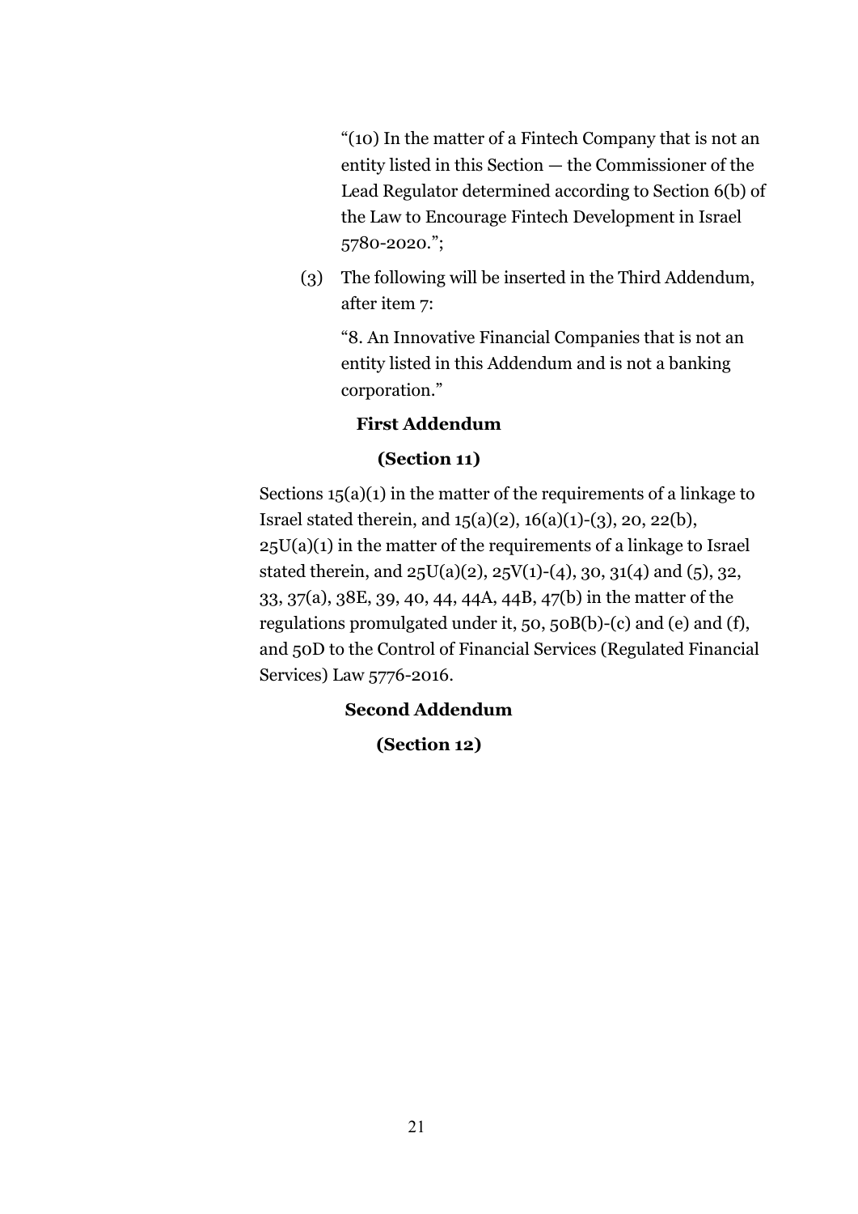"(10) In the matter of a Fintech Company that is not an entity listed in this Section — the Commissioner of the Lead Regulator determined according to Section 6(b) of the Law to Encourage Fintech Development in Israel 5780-2020.";

(3) The following will be inserted in the Third Addendum, after item 7:

"8. An Innovative Financial Companies that is not an entity listed in this Addendum and is not a banking corporation."

**First Addendum**

**(Section 11)**

Sections 15(a)(1) in the matter of the requirements of a linkage to Israel stated therein, and 15(a)(2), 16(a)(1)-(3), 20, 22(b), 25U(a)(1) in the matter of the requirements of a linkage to Israel stated therein, and 25U(a)(2), 25V(1)-(4), 30, 31(4) and (5), 32, 33, 37(a), 38E, 39, 40, 44, 44A, 44B, 47(b) in the matter of the regulations promulgated under it, 50, 50B(b)-(c) and (e) and (f), and 50D to the Control of Financial Services (Regulated Financial Services) Law 5776-2016.

**Second Addendum**

**(Section 12)**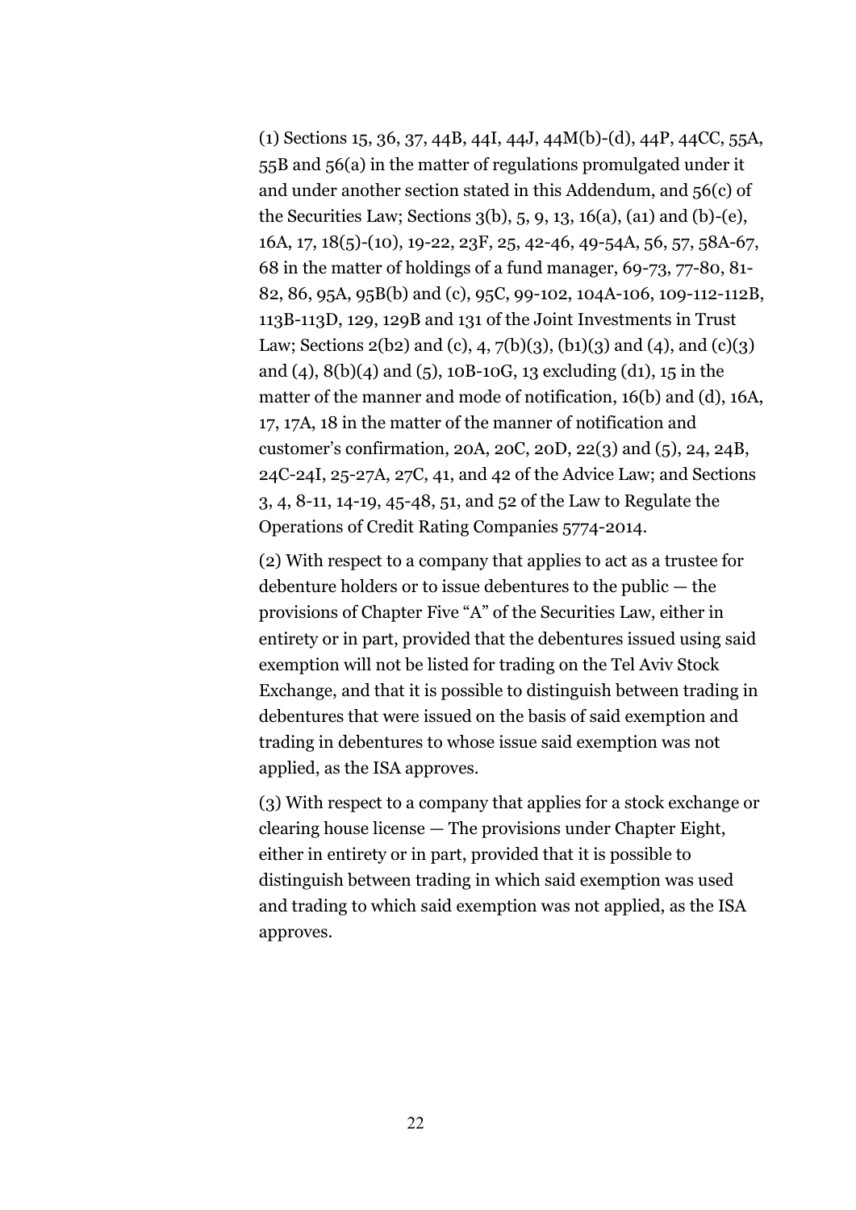(1) Sections 15, 36, 37, 44B, 44I, 44J, 44M(b)-(d), 44P, 44CC, 55A, 55B and 56(a) in the matter of regulations promulgated under it and under another section stated in this Addendum, and 56(c) of the Securities Law; Sections 3(b), 5, 9, 13, 16(a), (a1) and (b)-(e), 16A, 17, 18(5)-(10), 19-22, 23F, 25, 42-46, 49-54A, 56, 57, 58A-67, 68 in the matter of holdings of a fund manager, 69-73, 77-80, 81-82, 86, 95A, 95B(b) and (c), 95C, 99-102, 104A-106, 109-112-112B, 113B-113D, 129, 129B and 131 of the Joint Investments in Trust Law; Sections 2(b2) and (c), 4, 7(b)(3), (b1)(3) and (4), and (c)(3) and (4), 8(b)(4) and (5), 10B-10G, 13 excluding (d1), 15 in the matter of the manner and mode of notification, 16(b) and (d), 16A, 17, 17A, 18 in the matter of the manner of notification and customer's confirmation, 20A, 20C, 20D, 22(3) and (5), 24, 24B, 24C-24I, 25-27A, 27C, 41, and 42 of the Advice Law; and Sections 3, 4, 8-11, 14-19, 45-48, 51, and 52 of the Law to Regulate the Operations of Credit Rating Companies 5774-2014.

(2) With respect to a company that applies to act as a trustee for debenture holders or to issue debentures to the public — the provisions of Chapter Five "A" of the Securities Law, either in entirety or in part, provided that the debentures issued using said exemption will not be listed for trading on the Tel Aviv Stock Exchange, and that it is possible to distinguish between trading in debentures that were issued on the basis of said exemption and trading in debentures to whose issue said exemption was not applied, as the ISA approves.

(3) With respect to a company that applies for a stock exchange or clearing house license — The provisions under Chapter Eight, either in entirety or in part, provided that it is possible to distinguish between trading in which said exemption was used and trading to which said exemption was not applied, as the ISA approves.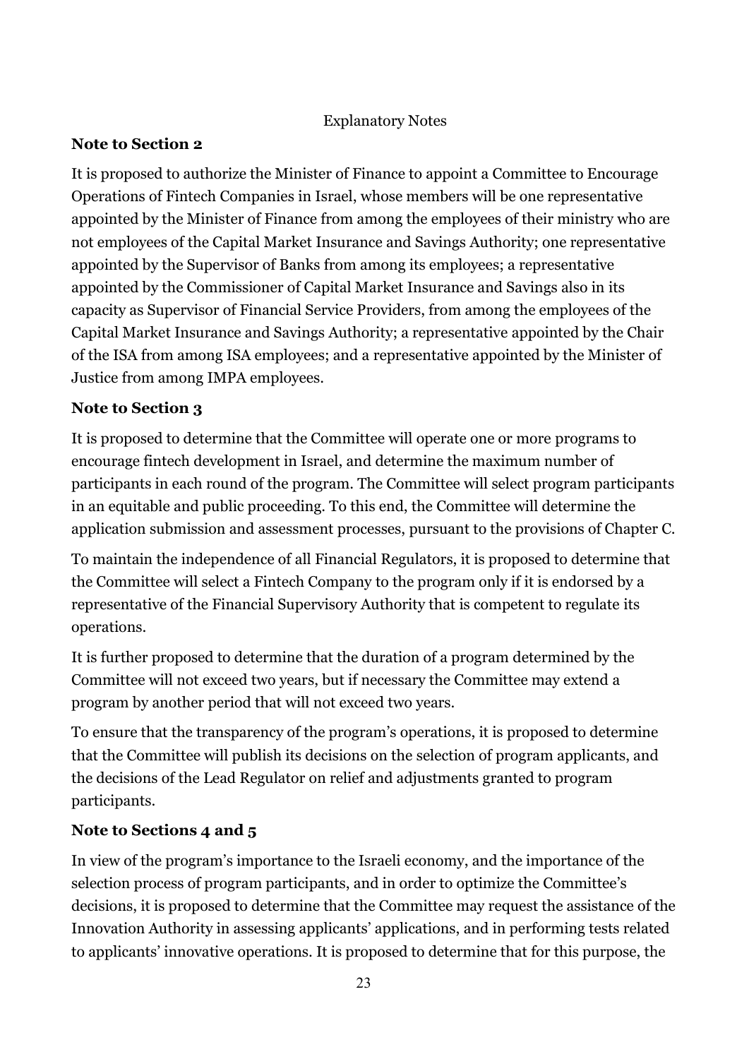Explanatory Notes

**Note to Section 2**

It is proposed to authorize the Minister of Finance to appoint a Committee to Encourage Operations of Fintech Companies in Israel, whose members will be one representative appointed by the Minister of Finance from among the employees of their ministry who are not employees of the Capital Market Insurance and Savings Authority; one representative appointed by the Supervisor of Banks from among its employees; a representative appointed by the Commissioner of Capital Market Insurance and Savings also in its capacity as Supervisor of Financial Service Providers, from among the employees of the Capital Market Insurance and Savings Authority; a representative appointed by the Chair of the ISA from among ISA employees; and a representative appointed by the Minister of Justice from among IMPA employees.

**Note to Section 3**

It is proposed to determine that the Committee will operate one or more programs to encourage fintech development in Israel, and determine the maximum number of participants in each round of the program. The Committee will select program participants in an equitable and public proceeding. To this end, the Committee will determine the application submission and assessment processes, pursuant to the provisions of Chapter C.

To maintain the independence of all Financial Regulators, it is proposed to determine that the Committee will select a Fintech Company to the program only if it is endorsed by a representative of the Financial Supervisory Authority that is competent to regulate its operations.

It is further proposed to determine that the duration of a program determined by the Committee will not exceed two years, but if necessary the Committee may extend a program by another period that will not exceed two years.

To ensure that the transparency of the program's operations, it is proposed to determine that the Committee will publish its decisions on the selection of program applicants, and the decisions of the Lead Regulator on relief and adjustments granted to program participants.

**Note to Sections 4 and 5**

In view of the program's importance to the Israeli economy, and the importance of the selection process of program participants, and in order to optimize the Committee's decisions, it is proposed to determine that the Committee may request the assistance of the Innovation Authority in assessing applicants' applications, and in performing tests related to applicants' innovative operations. It is proposed to determine that for this purpose, the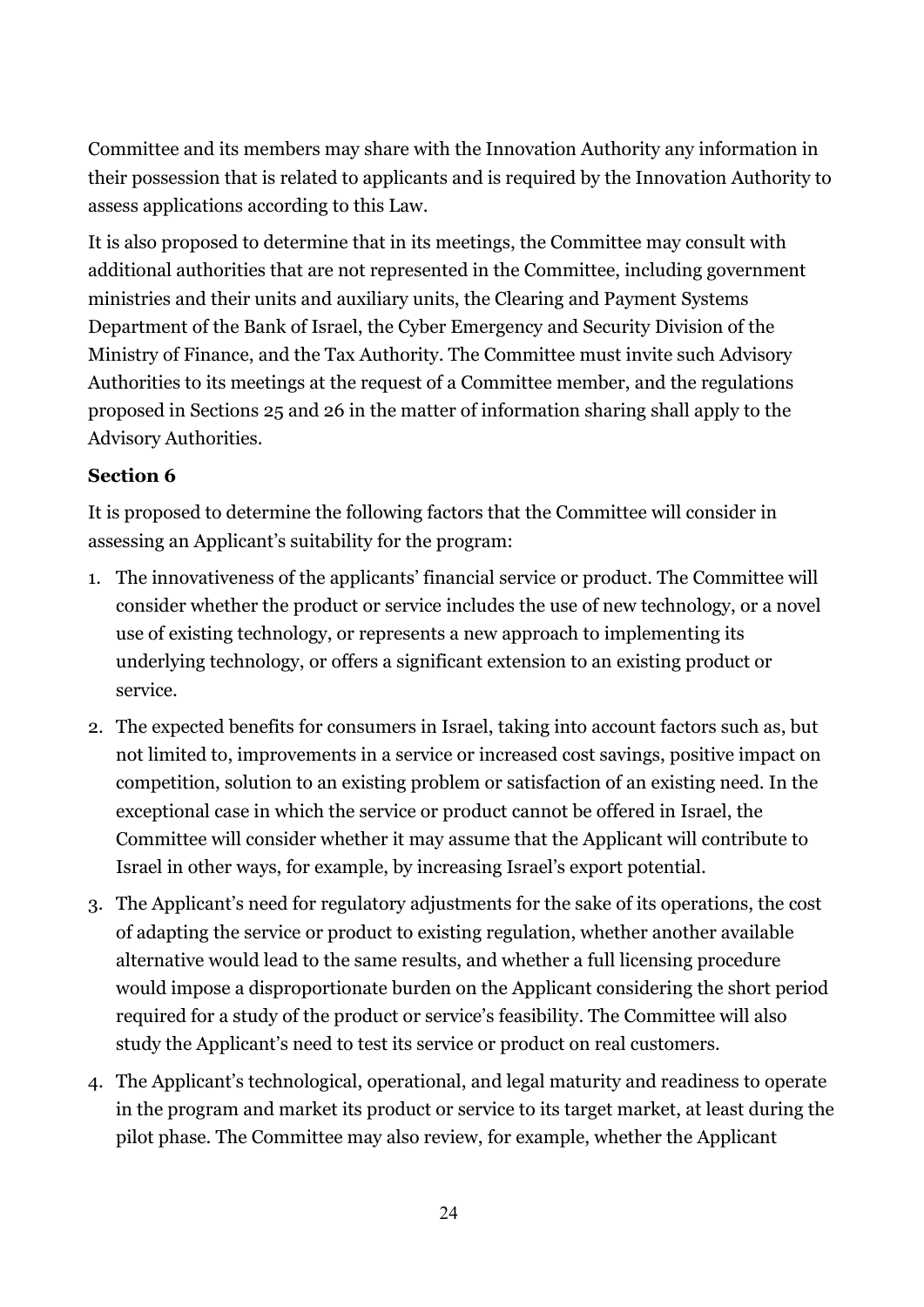Committee and its members may share with the Innovation Authority any information in their possession that is related to applicants and is required by the Innovation Authority to assess applications according to this Law.

It is also proposed to determine that in its meetings, the Committee may consult with additional authorities that are not represented in the Committee, including government ministries and their units and auxiliary units, the Clearing and Payment Systems Department of the Bank of Israel, the Cyber Emergency and Security Division of the Ministry of Finance, and the Tax Authority. The Committee must invite such Advisory Authorities to its meetings at the request of a Committee member, and the regulations proposed in Sections 25 and 26 in the matter of information sharing shall apply to the Advisory Authorities.

**Section 6**

It is proposed to determine the following factors that the Committee will consider in assessing an Applicant's suitability for the program:

1. The innovativeness of the applicants' financial service or product. The Committee will consider whether the product or service includes the use of new technology, or a novel use of existing technology, or represents a new approach to implementing its underlying technology, or offers a significant extension to an existing product or service.
2. The expected benefits for consumers in Israel, taking into account factors such as, but not limited to, improvements in a service or increased cost savings, positive impact on competition, solution to an existing problem or satisfaction of an existing need. In the exceptional case in which the service or product cannot be offered in Israel, the Committee will consider whether it may assume that the Applicant will contribute to Israel in other ways, for example, by increasing Israel's export potential.
3. The Applicant's need for regulatory adjustments for the sake of its operations, the cost of adapting the service or product to existing regulation, whether another available alternative would lead to the same results, and whether a full licensing procedure would impose a disproportionate burden on the Applicant considering the short period required for a study of the product or service's feasibility. The Committee will also study the Applicant's need to test its service or product on real customers.
4. The Applicant's technological, operational, and legal maturity and readiness to operate in the program and market its product or service to its target market, at least during the pilot phase. The Committee may also review, for example, whether the Applicant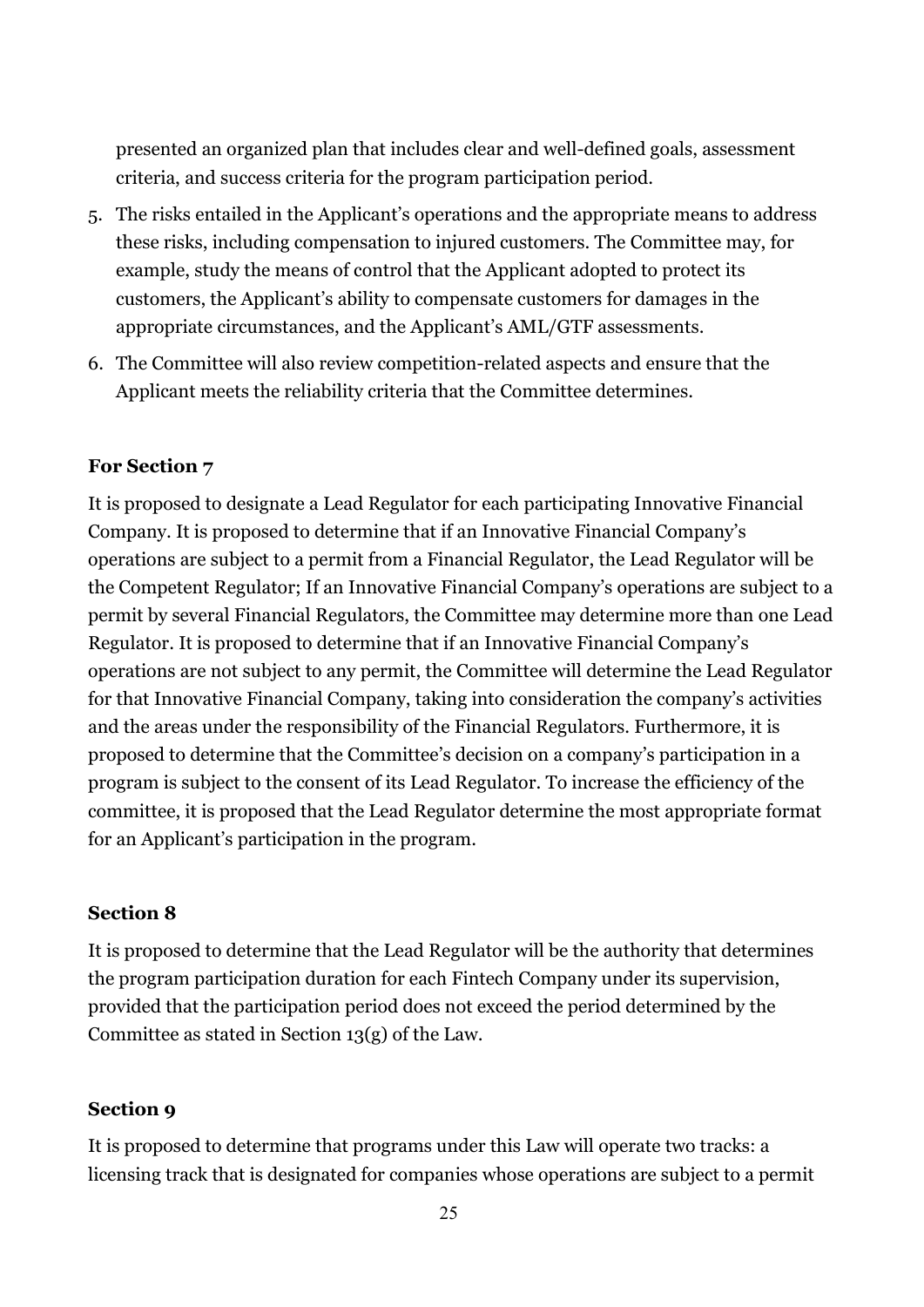presented an organized plan that includes clear and well-defined goals, assessment criteria, and success criteria for the program participation period.

5. The risks entailed in the Applicant's operations and the appropriate means to address these risks, including compensation to injured customers. The Committee may, for example, study the means of control that the Applicant adopted to protect its customers, the Applicant's ability to compensate customers for damages in the appropriate circumstances, and the Applicant's AML/GTF assessments.
6. The Committee will also review competition-related aspects and ensure that the Applicant meets the reliability criteria that the Committee determines.

**For Section 7**

It is proposed to designate a Lead Regulator for each participating Innovative Financial Company. It is proposed to determine that if an Innovative Financial Company's operations are subject to a permit from a Financial Regulator, the Lead Regulator will be the Competent Regulator; If an Innovative Financial Company's operations are subject to a permit by several Financial Regulators, the Committee may determine more than one Lead Regulator. It is proposed to determine that if an Innovative Financial Company's operations are not subject to any permit, the Committee will determine the Lead Regulator for that Innovative Financial Company, taking into consideration the company's activities and the areas under the responsibility of the Financial Regulators. Furthermore, it is proposed to determine that the Committee's decision on a company's participation in a program is subject to the consent of its Lead Regulator. To increase the efficiency of the committee, it is proposed that the Lead Regulator determine the most appropriate format for an Applicant's participation in the program.

**Section 8**

It is proposed to determine that the Lead Regulator will be the authority that determines the program participation duration for each Fintech Company under its supervision, provided that the participation period does not exceed the period determined by the Committee as stated in Section 13(g) of the Law.

**Section 9**

It is proposed to determine that programs under this Law will operate two tracks: a licensing track that is designated for companies whose operations are subject to a permit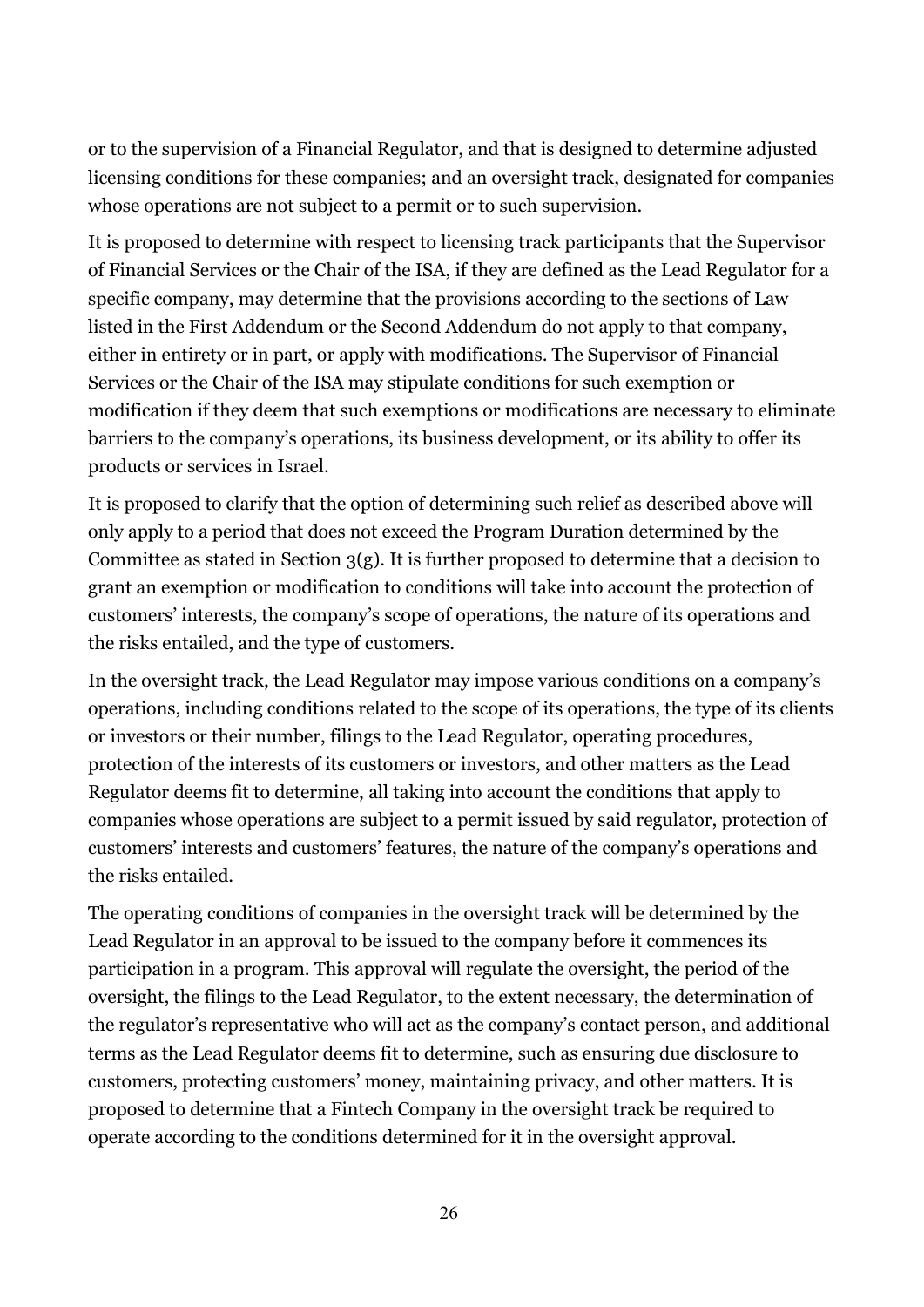or to the supervision of a Financial Regulator, and that is designed to determine adjusted licensing conditions for these companies; and an oversight track, designated for companies whose operations are not subject to a permit or to such supervision.

It is proposed to determine with respect to licensing track participants that the Supervisor of Financial Services or the Chair of the ISA, if they are defined as the Lead Regulator for a specific company, may determine that the provisions according to the sections of Law listed in the First Addendum or the Second Addendum do not apply to that company, either in entirety or in part, or apply with modifications. The Supervisor of Financial Services or the Chair of the ISA may stipulate conditions for such exemption or modification if they deem that such exemptions or modifications are necessary to eliminate barriers to the company's operations, its business development, or its ability to offer its products or services in Israel.

It is proposed to clarify that the option of determining such relief as described above will only apply to a period that does not exceed the Program Duration determined by the Committee as stated in Section 3(g). It is further proposed to determine that a decision to grant an exemption or modification to conditions will take into account the protection of customers' interests, the company's scope of operations, the nature of its operations and the risks entailed, and the type of customers.

In the oversight track, the Lead Regulator may impose various conditions on a company's operations, including conditions related to the scope of its operations, the type of its clients or investors or their number, filings to the Lead Regulator, operating procedures, protection of the interests of its customers or investors, and other matters as the Lead Regulator deems fit to determine, all taking into account the conditions that apply to companies whose operations are subject to a permit issued by said regulator, protection of customers' interests and customers' features, the nature of the company's operations and the risks entailed.

The operating conditions of companies in the oversight track will be determined by the Lead Regulator in an approval to be issued to the company before it commences its participation in a program. This approval will regulate the oversight, the period of the oversight, the filings to the Lead Regulator, to the extent necessary, the determination of the regulator's representative who will act as the company's contact person, and additional terms as the Lead Regulator deems fit to determine, such as ensuring due disclosure to customers, protecting customers' money, maintaining privacy, and other matters. It is proposed to determine that a Fintech Company in the oversight track be required to operate according to the conditions determined for it in the oversight approval.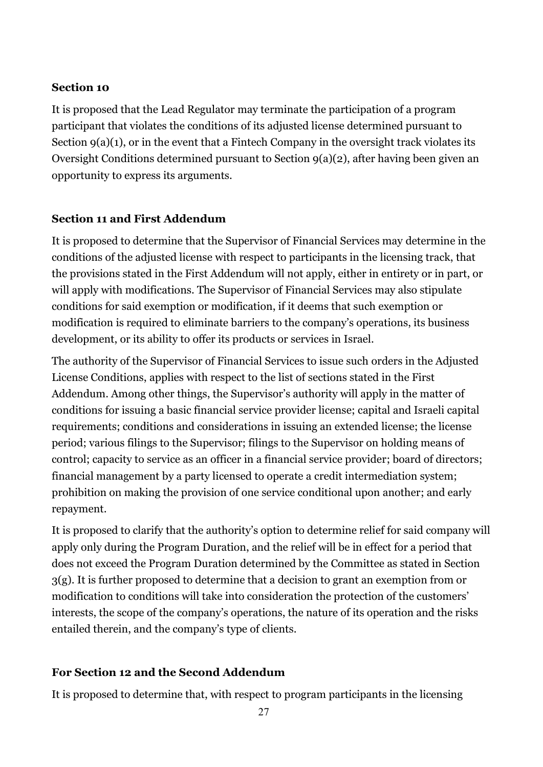### Section 10

It is proposed that the Lead Regulator may terminate the participation of a program participant that violates the conditions of its adjusted license determined pursuant to Section 9(a)(1), or in the event that a Fintech Company in the oversight track violates its Oversight Conditions determined pursuant to Section 9(a)(2), after having been given an opportunity to express its arguments.

### Section 11 and First Addendum

It is proposed to determine that the Supervisor of Financial Services may determine in the conditions of the adjusted license with respect to participants in the licensing track, that the provisions stated in the First Addendum will not apply, either in entirety or in part, or will apply with modifications. The Supervisor of Financial Services may also stipulate conditions for said exemption or modification, if it deems that such exemption or modification is required to eliminate barriers to the company's operations, its business development, or its ability to offer its products or services in Israel.

The authority of the Supervisor of Financial Services to issue such orders in the Adjusted License Conditions, applies with respect to the list of sections stated in the First Addendum. Among other things, the Supervisor's authority will apply in the matter of conditions for issuing a basic financial service provider license; capital and Israeli capital requirements; conditions and considerations in issuing an extended license; the license period; various filings to the Supervisor; filings to the Supervisor on holding means of control; capacity to service as an officer in a financial service provider; board of directors; financial management by a party licensed to operate a credit intermediation system; prohibition on making the provision of one service conditional upon another; and early repayment.

It is proposed to clarify that the authority's option to determine relief for said company will apply only during the Program Duration, and the relief will be in effect for a period that does not exceed the Program Duration determined by the Committee as stated in Section 3(g). It is further proposed to determine that a decision to grant an exemption from or modification to conditions will take into consideration the protection of the customers' interests, the scope of the company's operations, the nature of its operation and the risks entailed therein, and the company's type of clients.

### For Section 12 and the Second Addendum

It is proposed to determine that, with respect to program participants in the licensing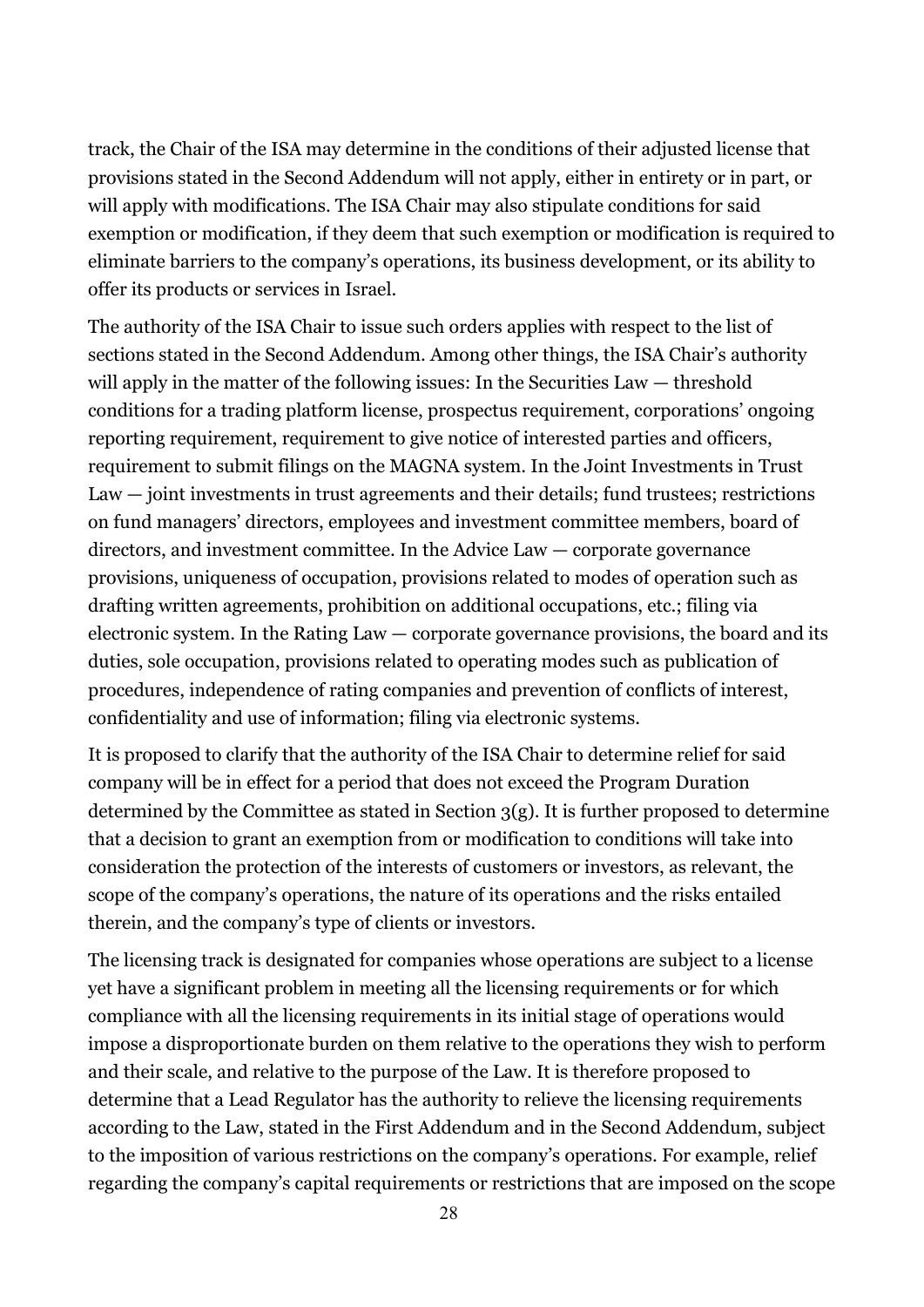track, the Chair of the ISA may determine in the conditions of their adjusted license that provisions stated in the Second Addendum will not apply, either in entirety or in part, or will apply with modifications. The ISA Chair may also stipulate conditions for said exemption or modification, if they deem that such exemption or modification is required to eliminate barriers to the company's operations, its business development, or its ability to offer its products or services in Israel.

The authority of the ISA Chair to issue such orders applies with respect to the list of sections stated in the Second Addendum. Among other things, the ISA Chair's authority will apply in the matter of the following issues: In the Securities Law — threshold conditions for a trading platform license, prospectus requirement, corporations' ongoing reporting requirement, requirement to give notice of interested parties and officers, requirement to submit filings on the MAGNA system. In the Joint Investments in Trust Law — joint investments in trust agreements and their details; fund trustees; restrictions on fund managers' directors, employees and investment committee members, board of directors, and investment committee. In the Advice Law — corporate governance provisions, uniqueness of occupation, provisions related to modes of operation such as drafting written agreements, prohibition on additional occupations, etc.; filing via electronic system. In the Rating Law — corporate governance provisions, the board and its duties, sole occupation, provisions related to operating modes such as publication of procedures, independence of rating companies and prevention of conflicts of interest, confidentiality and use of information; filing via electronic systems.

It is proposed to clarify that the authority of the ISA Chair to determine relief for said company will be in effect for a period that does not exceed the Program Duration determined by the Committee as stated in Section 3(g). It is further proposed to determine that a decision to grant an exemption from or modification to conditions will take into consideration the protection of the interests of customers or investors, as relevant, the scope of the company's operations, the nature of its operations and the risks entailed therein, and the company's type of clients or investors.

The licensing track is designated for companies whose operations are subject to a license yet have a significant problem in meeting all the licensing requirements or for which compliance with all the licensing requirements in its initial stage of operations would impose a disproportionate burden on them relative to the operations they wish to perform and their scale, and relative to the purpose of the Law. It is therefore proposed to determine that a Lead Regulator has the authority to relieve the licensing requirements according to the Law, stated in the First Addendum and in the Second Addendum, subject to the imposition of various restrictions on the company's operations. For example, relief regarding the company's capital requirements or restrictions that are imposed on the scope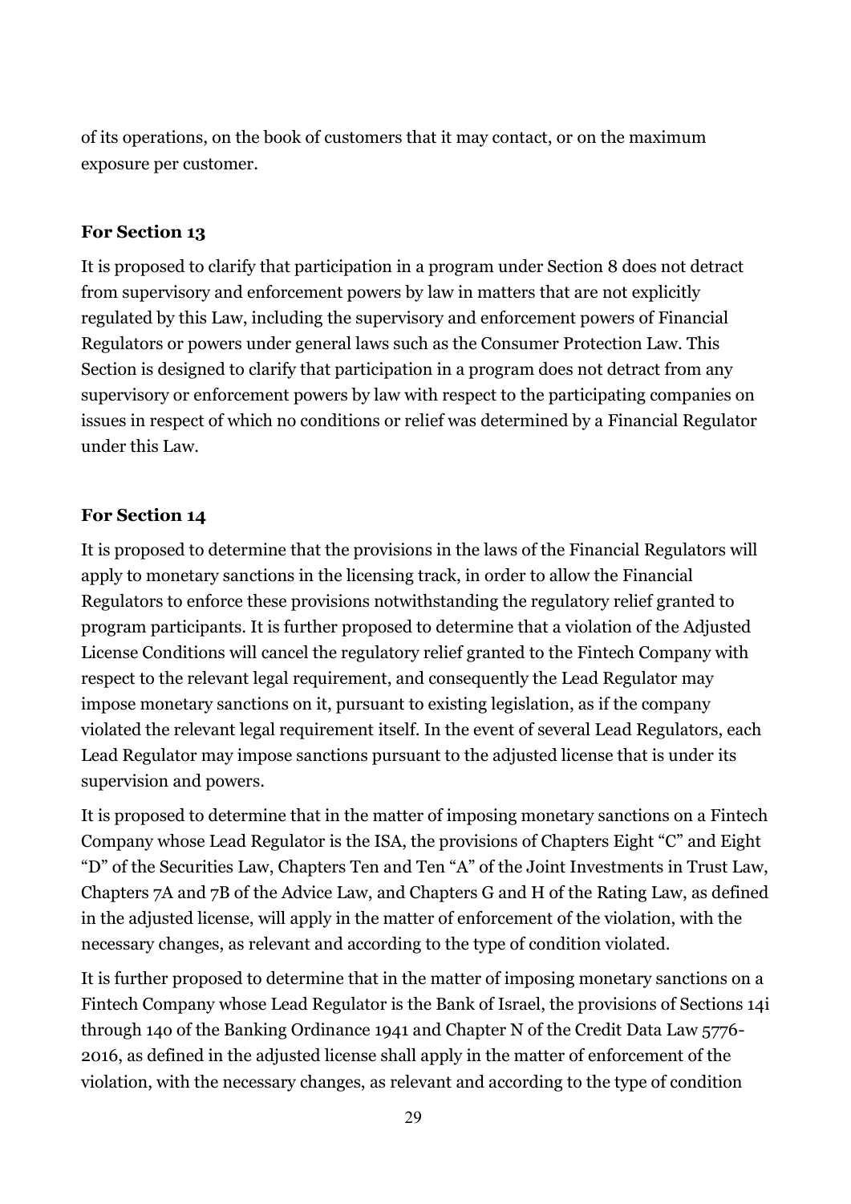of its operations, on the book of customers that it may contact, or on the maximum exposure per customer.

**For Section 13**

It is proposed to clarify that participation in a program under Section 8 does not detract from supervisory and enforcement powers by law in matters that are not explicitly regulated by this Law, including the supervisory and enforcement powers of Financial Regulators or powers under general laws such as the Consumer Protection Law. This Section is designed to clarify that participation in a program does not detract from any supervisory or enforcement powers by law with respect to the participating companies on issues in respect of which no conditions or relief was determined by a Financial Regulator under this Law.

**For Section 14**

It is proposed to determine that the provisions in the laws of the Financial Regulators will apply to monetary sanctions in the licensing track, in order to allow the Financial Regulators to enforce these provisions notwithstanding the regulatory relief granted to program participants. It is further proposed to determine that a violation of the Adjusted License Conditions will cancel the regulatory relief granted to the Fintech Company with respect to the relevant legal requirement, and consequently the Lead Regulator may impose monetary sanctions on it, pursuant to existing legislation, as if the company violated the relevant legal requirement itself. In the event of several Lead Regulators, each Lead Regulator may impose sanctions pursuant to the adjusted license that is under its supervision and powers.

It is proposed to determine that in the matter of imposing monetary sanctions on a Fintech Company whose Lead Regulator is the ISA, the provisions of Chapters Eight "C" and Eight "D" of the Securities Law, Chapters Ten and Ten "A" of the Joint Investments in Trust Law, Chapters 7A and 7B of the Advice Law, and Chapters G and H of the Rating Law, as defined in the adjusted license, will apply in the matter of enforcement of the violation, with the necessary changes, as relevant and according to the type of condition violated.

It is further proposed to determine that in the matter of imposing monetary sanctions on a Fintech Company whose Lead Regulator is the Bank of Israel, the provisions of Sections 14i through 14o of the Banking Ordinance 1941 and Chapter N of the Credit Data Law 5776-2016, as defined in the adjusted license shall apply in the matter of enforcement of the violation, with the necessary changes, as relevant and according to the type of condition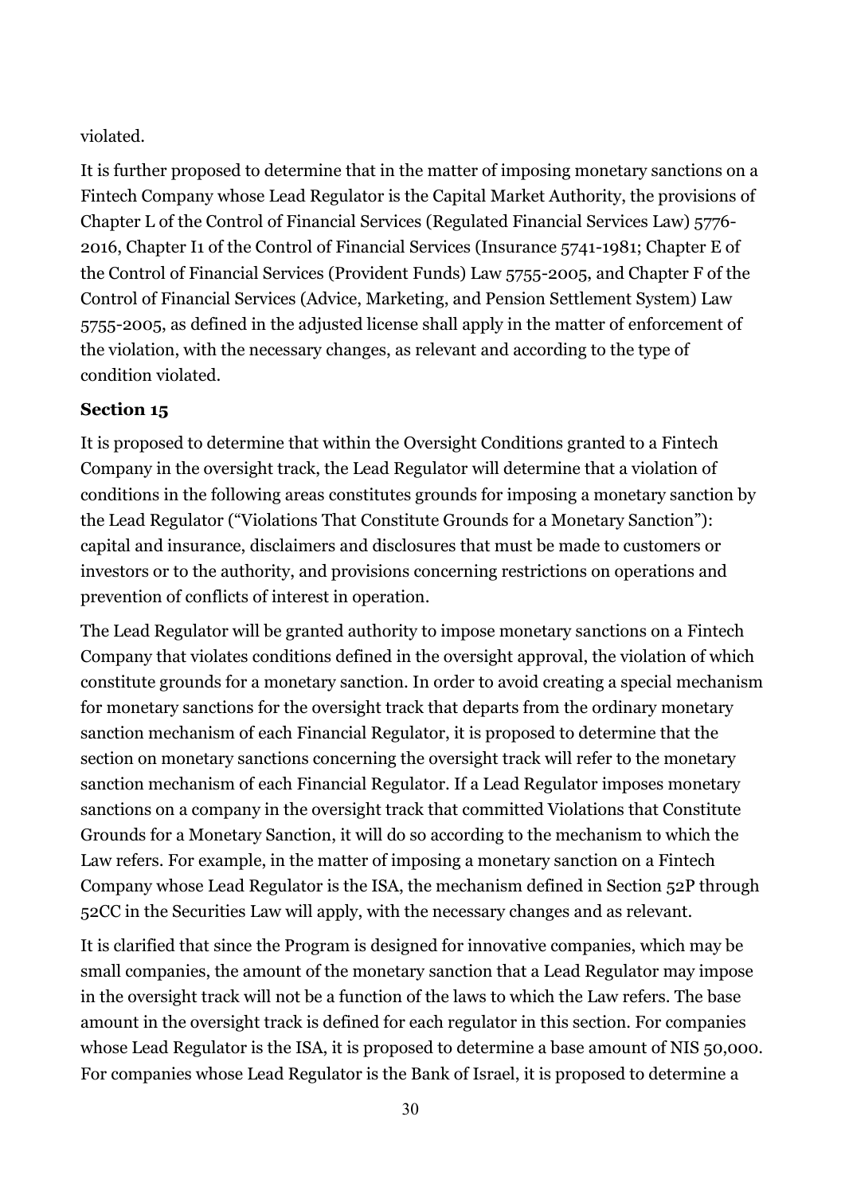violated.

It is further proposed to determine that in the matter of imposing monetary sanctions on a Fintech Company whose Lead Regulator is the Capital Market Authority, the provisions of Chapter L of the Control of Financial Services (Regulated Financial Services Law) 5776-2016, Chapter I1 of the Control of Financial Services (Insurance 5741-1981; Chapter E of the Control of Financial Services (Provident Funds) Law 5755-2005, and Chapter F of the Control of Financial Services (Advice, Marketing, and Pension Settlement System) Law 5755-2005, as defined in the adjusted license shall apply in the matter of enforcement of the violation, with the necessary changes, as relevant and according to the type of condition violated.

**Section 15**

It is proposed to determine that within the Oversight Conditions granted to a Fintech Company in the oversight track, the Lead Regulator will determine that a violation of conditions in the following areas constitutes grounds for imposing a monetary sanction by the Lead Regulator ("Violations That Constitute Grounds for a Monetary Sanction"): capital and insurance, disclaimers and disclosures that must be made to customers or investors or to the authority, and provisions concerning restrictions on operations and prevention of conflicts of interest in operation.

The Lead Regulator will be granted authority to impose monetary sanctions on a Fintech Company that violates conditions defined in the oversight approval, the violation of which constitute grounds for a monetary sanction. In order to avoid creating a special mechanism for monetary sanctions for the oversight track that departs from the ordinary monetary sanction mechanism of each Financial Regulator, it is proposed to determine that the section on monetary sanctions concerning the oversight track will refer to the monetary sanction mechanism of each Financial Regulator. If a Lead Regulator imposes monetary sanctions on a company in the oversight track that committed Violations that Constitute Grounds for a Monetary Sanction, it will do so according to the mechanism to which the Law refers. For example, in the matter of imposing a monetary sanction on a Fintech Company whose Lead Regulator is the ISA, the mechanism defined in Section 52P through 52CC in the Securities Law will apply, with the necessary changes and as relevant.

It is clarified that since the Program is designed for innovative companies, which may be small companies, the amount of the monetary sanction that a Lead Regulator may impose in the oversight track will not be a function of the laws to which the Law refers. The base amount in the oversight track is defined for each regulator in this section. For companies whose Lead Regulator is the ISA, it is proposed to determine a base amount of NIS 50,000. For companies whose Lead Regulator is the Bank of Israel, it is proposed to determine a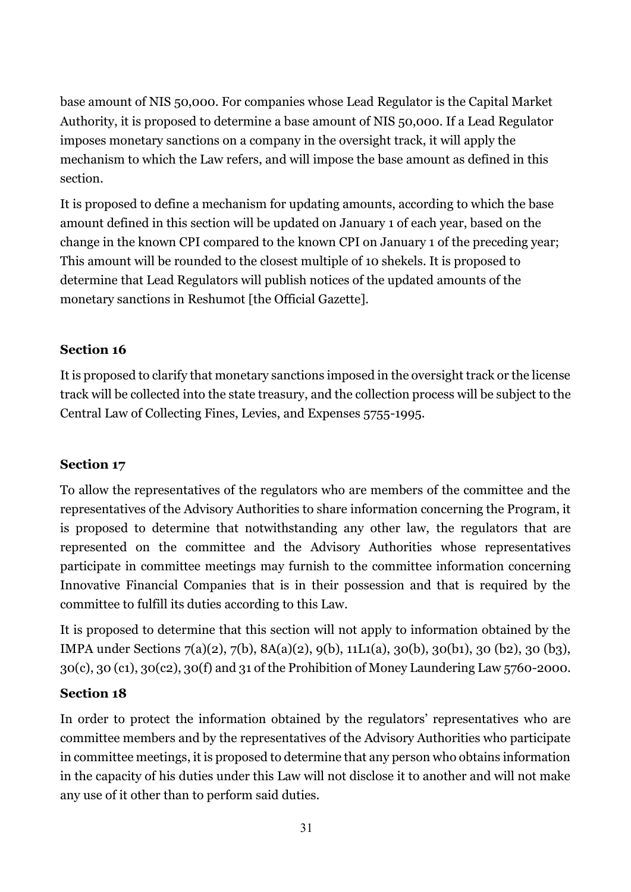base amount of NIS 50,000. For companies whose Lead Regulator is the Capital Market Authority, it is proposed to determine a base amount of NIS 50,000. If a Lead Regulator imposes monetary sanctions on a company in the oversight track, it will apply the mechanism to which the Law refers, and will impose the base amount as defined in this section.

It is proposed to define a mechanism for updating amounts, according to which the base amount defined in this section will be updated on January 1 of each year, based on the change in the known CPI compared to the known CPI on January 1 of the preceding year; This amount will be rounded to the closest multiple of 10 shekels. It is proposed to determine that Lead Regulators will publish notices of the updated amounts of the monetary sanctions in Reshumot [the Official Gazette].

**Section 16**

It is proposed to clarify that monetary sanctions imposed in the oversight track or the license track will be collected into the state treasury, and the collection process will be subject to the Central Law of Collecting Fines, Levies, and Expenses 5755-1995.

**Section 17**

To allow the representatives of the regulators who are members of the committee and the representatives of the Advisory Authorities to share information concerning the Program, it is proposed to determine that notwithstanding any other law, the regulators that are represented on the committee and the Advisory Authorities whose representatives participate in committee meetings may furnish to the committee information concerning Innovative Financial Companies that is in their possession and that is required by the committee to fulfill its duties according to this Law.

It is proposed to determine that this section will not apply to information obtained by the IMPA under Sections 7(a)(2), 7(b), 8A(a)(2), 9(b), 11L1(a), 30(b), 30(b1), 30 (b2), 30 (b3), 30(c), 30 (c1), 30(c2), 30(f) and 31 of the Prohibition of Money Laundering Law 5760-2000.

**Section 18**

In order to protect the information obtained by the regulators' representatives who are committee members and by the representatives of the Advisory Authorities who participate in committee meetings, it is proposed to determine that any person who obtains information in the capacity of his duties under this Law will not disclose it to another and will not make any use of it other than to perform said duties.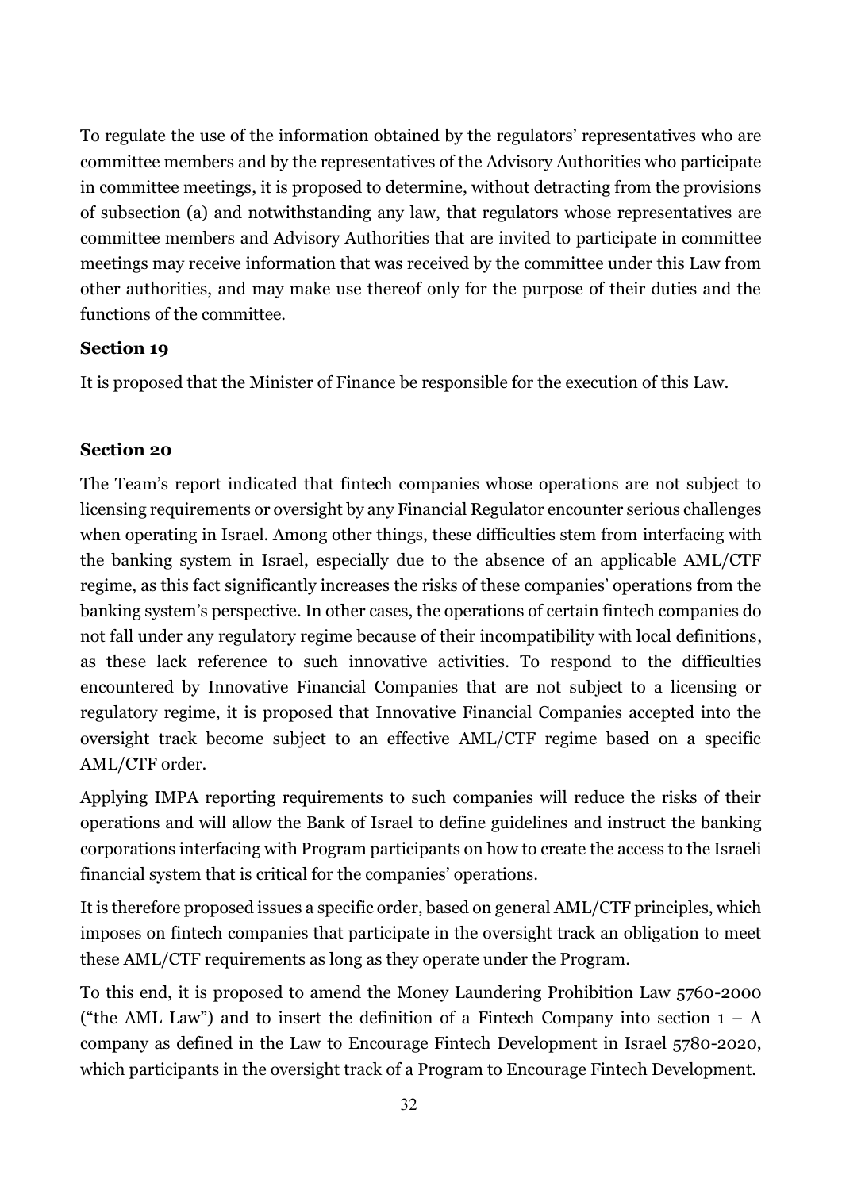To regulate the use of the information obtained by the regulators' representatives who are committee members and by the representatives of the Advisory Authorities who participate in committee meetings, it is proposed to determine, without detracting from the provisions of subsection (a) and notwithstanding any law, that regulators whose representatives are committee members and Advisory Authorities that are invited to participate in committee meetings may receive information that was received by the committee under this Law from other authorities, and may make use thereof only for the purpose of their duties and the functions of the committee.

**Section 19**

It is proposed that the Minister of Finance be responsible for the execution of this Law.

**Section 20**

The Team's report indicated that fintech companies whose operations are not subject to licensing requirements or oversight by any Financial Regulator encounter serious challenges when operating in Israel. Among other things, these difficulties stem from interfacing with the banking system in Israel, especially due to the absence of an applicable AML/CTF regime, as this fact significantly increases the risks of these companies' operations from the banking system's perspective. In other cases, the operations of certain fintech companies do not fall under any regulatory regime because of their incompatibility with local definitions, as these lack reference to such innovative activities. To respond to the difficulties encountered by Innovative Financial Companies that are not subject to a licensing or regulatory regime, it is proposed that Innovative Financial Companies accepted into the oversight track become subject to an effective AML/CTF regime based on a specific AML/CTF order.

Applying IMPA reporting requirements to such companies will reduce the risks of their operations and will allow the Bank of Israel to define guidelines and instruct the banking corporations interfacing with Program participants on how to create the access to the Israeli financial system that is critical for the companies' operations.

It is therefore proposed issues a specific order, based on general AML/CTF principles, which imposes on fintech companies that participate in the oversight track an obligation to meet these AML/CTF requirements as long as they operate under the Program.

To this end, it is proposed to amend the Money Laundering Prohibition Law 5760-2000 ("the AML Law") and to insert the definition of a Fintech Company into section 1 – A company as defined in the Law to Encourage Fintech Development in Israel 5780-2020, which participants in the oversight track of a Program to Encourage Fintech Development.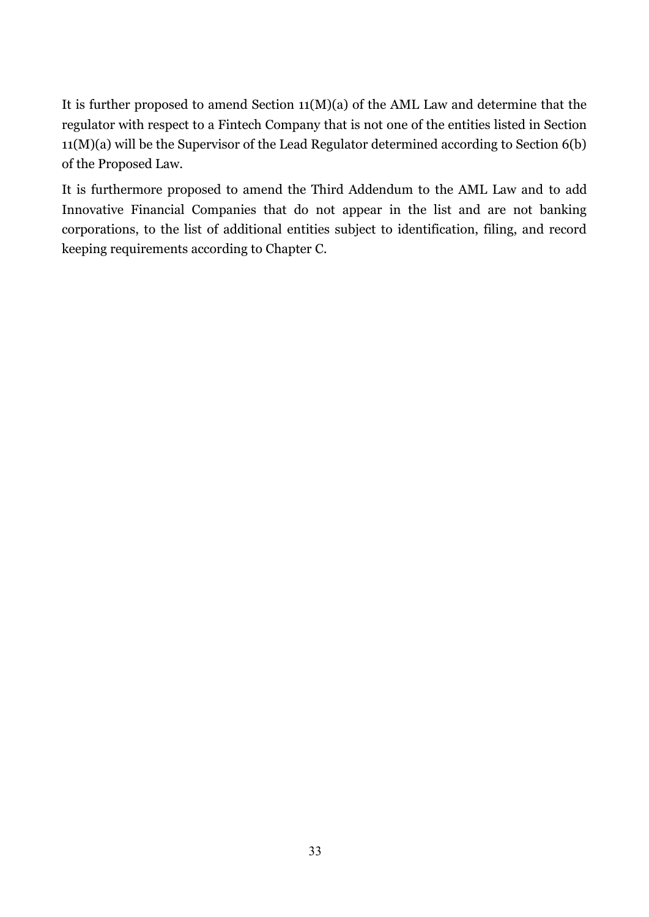It is further proposed to amend Section 11(M)(a) of the AML Law and determine that the regulator with respect to a Fintech Company that is not one of the entities listed in Section 11(M)(a) will be the Supervisor of the Lead Regulator determined according to Section 6(b) of the Proposed Law.

It is furthermore proposed to amend the Third Addendum to the AML Law and to add Innovative Financial Companies that do not appear in the list and are not banking corporations, to the list of additional entities subject to identification, filing, and record keeping requirements according to Chapter C.